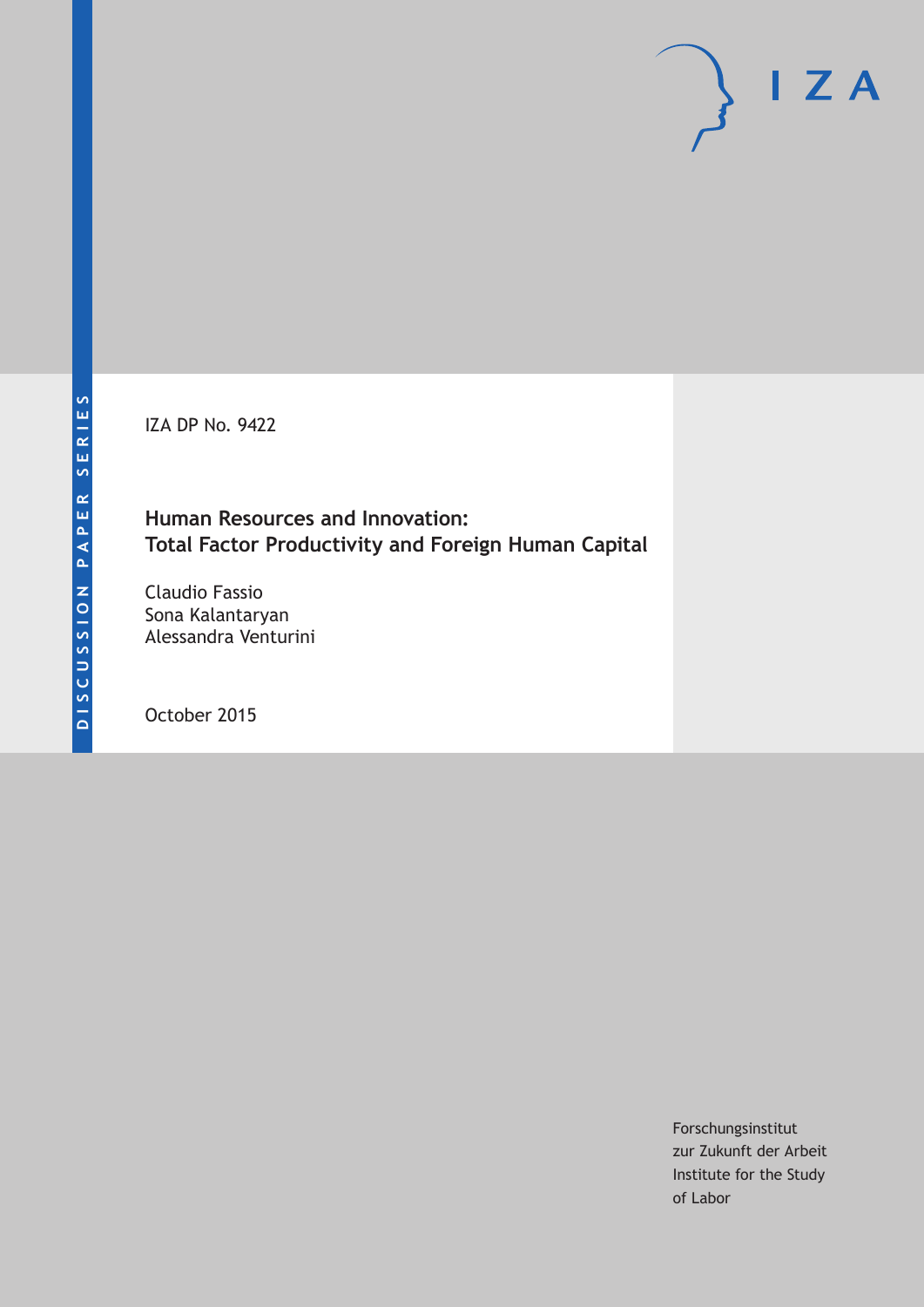DISCUSSION PAPER SERIES

IZA

IZA DP No. 9422

# Human Resources and Innovation: Total Factor Productivity and Foreign Human Capital

Claudio Fassio
Sona Kalantaryan
Alessandra Venturini

October 2015

Forschungsinstitut
zur Zukunft der Arbeit
Institute for the Study
of Labor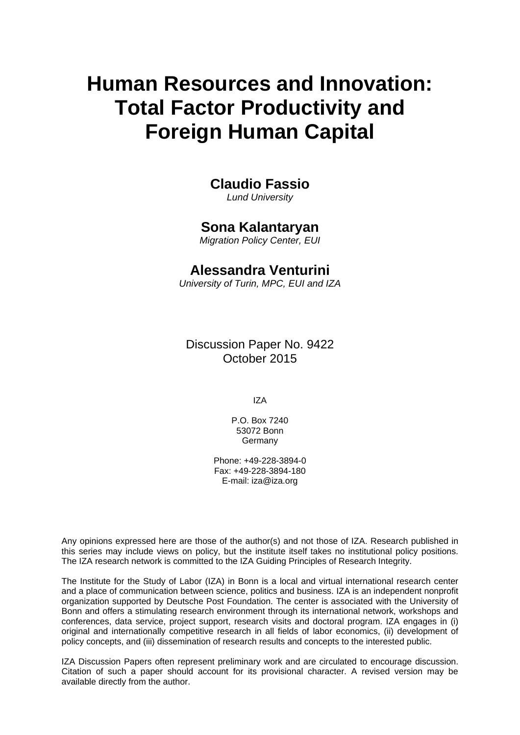# Human Resources and Innovation: Total Factor Productivity and Foreign Human Capital

**Claudio Fassio**
*Lund University*

**Sona Kalantaryan**
*Migration Policy Center, EUI*

**Alessandra Venturini**
*University of Turin, MPC, EUI and IZA*

Discussion Paper No. 9422
October 2015

IZA

P.O. Box 7240
53072 Bonn
Germany

Phone: +49-228-3894-0
Fax: +49-228-3894-180
E-mail: iza@iza.org

Any opinions expressed here are those of the author(s) and not those of IZA. Research published in this series may include views on policy, but the institute itself takes no institutional policy positions. The IZA research network is committed to the IZA Guiding Principles of Research Integrity.

The Institute for the Study of Labor (IZA) in Bonn is a local and virtual international research center and a place of communication between science, politics and business. IZA is an independent nonprofit organization supported by Deutsche Post Foundation. The center is associated with the University of Bonn and offers a stimulating research environment through its international network, workshops and conferences, data service, project support, research visits and doctoral program. IZA engages in (i) original and internationally competitive research in all fields of labor economics, (ii) development of policy concepts, and (iii) dissemination of research results and concepts to the interested public.

IZA Discussion Papers often represent preliminary work and are circulated to encourage discussion. Citation of such a paper should account for its provisional character. A revised version may be available directly from the author.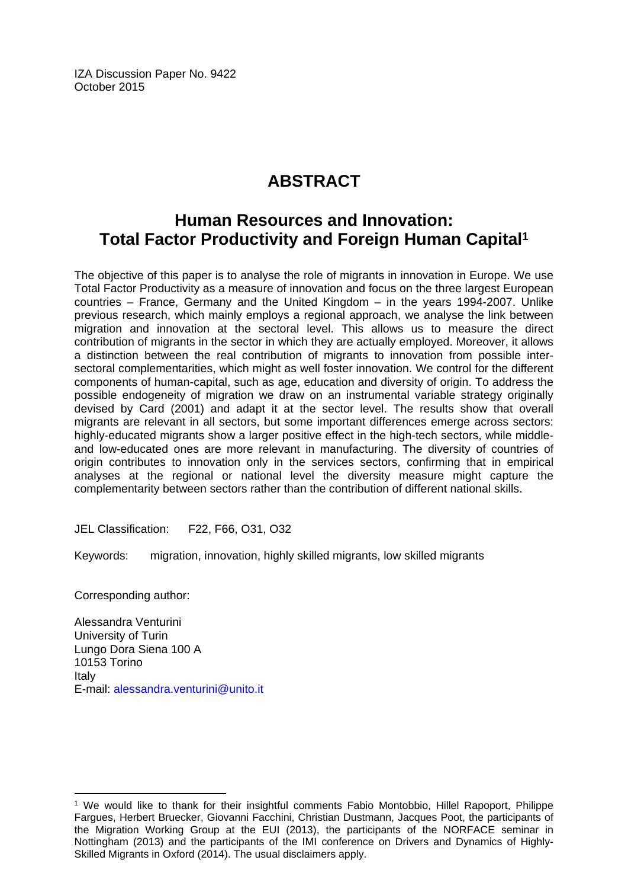IZA Discussion Paper No. 9422
October 2015

# ABSTRACT

## Human Resources and Innovation: Total Factor Productivity and Foreign Human Capital[1]

The objective of this paper is to analyse the role of migrants in innovation in Europe. We use Total Factor Productivity as a measure of innovation and focus on the three largest European countries – France, Germany and the United Kingdom – in the years 1994-2007. Unlike previous research, which mainly employs a regional approach, we analyse the link between migration and innovation at the sectoral level. This allows us to measure the direct contribution of migrants in the sector in which they are actually employed. Moreover, it allows a distinction between the real contribution of migrants to innovation from possible inter-sectoral complementarities, which might as well foster innovation. We control for the different components of human-capital, such as age, education and diversity of origin. To address the possible endogeneity of migration we draw on an instrumental variable strategy originally devised by Card (2001) and adapt it at the sector level. The results show that overall migrants are relevant in all sectors, but some important differences emerge across sectors: highly-educated migrants show a larger positive effect in the high-tech sectors, while middle- and low-educated ones are more relevant in manufacturing. The diversity of countries of origin contributes to innovation only in the services sectors, confirming that in empirical analyses at the regional or national level the diversity measure might capture the complementarity between sectors rather than the contribution of different national skills.

JEL Classification: F22, F66, O31, O32

Keywords: migration, innovation, highly skilled migrants, low skilled migrants

Corresponding author:

Alessandra Venturini
University of Turin
Lungo Dora Siena 100 A
10153 Torino
Italy
E-mail: alessandra.venturini@unito.it

---

[1] We would like to thank for their insightful comments Fabio Montobbio, Hillel Rapoport, Philippe Fargues, Herbert Bruecker, Giovanni Facchini, Christian Dustmann, Jacques Poot, the participants of the Migration Working Group at the EUI (2013), the participants of the NORFACE seminar in Nottingham (2013) and the participants of the IMI conference on Drivers and Dynamics of Highly-Skilled Migrants in Oxford (2014). The usual disclaimers apply.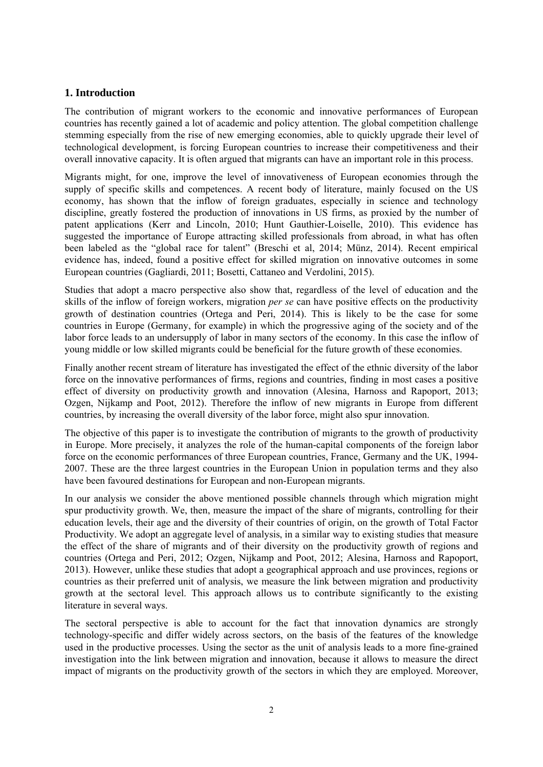## 1. Introduction

The contribution of migrant workers to the economic and innovative performances of European countries has recently gained a lot of academic and policy attention. The global competition challenge stemming especially from the rise of new emerging economies, able to quickly upgrade their level of technological development, is forcing European countries to increase their competitiveness and their overall innovative capacity. It is often argued that migrants can have an important role in this process.

Migrants might, for one, improve the level of innovativeness of European economies through the supply of specific skills and competences. A recent body of literature, mainly focused on the US economy, has shown that the inflow of foreign graduates, especially in science and technology discipline, greatly fostered the production of innovations in US firms, as proxied by the number of patent applications (Kerr and Lincoln, 2010; Hunt Gauthier-Loiselle, 2010). This evidence has suggested the importance of Europe attracting skilled professionals from abroad, in what has often been labeled as the "global race for talent" (Breschi et al, 2014; Münz, 2014). Recent empirical evidence has, indeed, found a positive effect for skilled migration on innovative outcomes in some European countries (Gagliardi, 2011; Bosetti, Cattaneo and Verdolini, 2015).

Studies that adopt a macro perspective also show that, regardless of the level of education and the skills of the inflow of foreign workers, migration *per se* can have positive effects on the productivity growth of destination countries (Ortega and Peri, 2014). This is likely to be the case for some countries in Europe (Germany, for example) in which the progressive aging of the society and of the labor force leads to an undersupply of labor in many sectors of the economy. In this case the inflow of young middle or low skilled migrants could be beneficial for the future growth of these economies.

Finally another recent stream of literature has investigated the effect of the ethnic diversity of the labor force on the innovative performances of firms, regions and countries, finding in most cases a positive effect of diversity on productivity growth and innovation (Alesina, Harnoss and Rapoport, 2013; Ozgen, Nijkamp and Poot, 2012). Therefore the inflow of new migrants in Europe from different countries, by increasing the overall diversity of the labor force, might also spur innovation.

The objective of this paper is to investigate the contribution of migrants to the growth of productivity in Europe. More precisely, it analyzes the role of the human-capital components of the foreign labor force on the economic performances of three European countries, France, Germany and the UK, 1994-2007. These are the three largest countries in the European Union in population terms and they also have been favoured destinations for European and non-European migrants.

In our analysis we consider the above mentioned possible channels through which migration might spur productivity growth. We, then, measure the impact of the share of migrants, controlling for their education levels, their age and the diversity of their countries of origin, on the growth of Total Factor Productivity. We adopt an aggregate level of analysis, in a similar way to existing studies that measure the effect of the share of migrants and of their diversity on the productivity growth of regions and countries (Ortega and Peri, 2012; Ozgen, Nijkamp and Poot, 2012; Alesina, Harnoss and Rapoport, 2013). However, unlike these studies that adopt a geographical approach and use provinces, regions or countries as their preferred unit of analysis, we measure the link between migration and productivity growth at the sectoral level. This approach allows us to contribute significantly to the existing literature in several ways.

The sectoral perspective is able to account for the fact that innovation dynamics are strongly technology-specific and differ widely across sectors, on the basis of the features of the knowledge used in the productive processes. Using the sector as the unit of analysis leads to a more fine-grained investigation into the link between migration and innovation, because it allows to measure the direct impact of migrants on the productivity growth of the sectors in which they are employed. Moreover,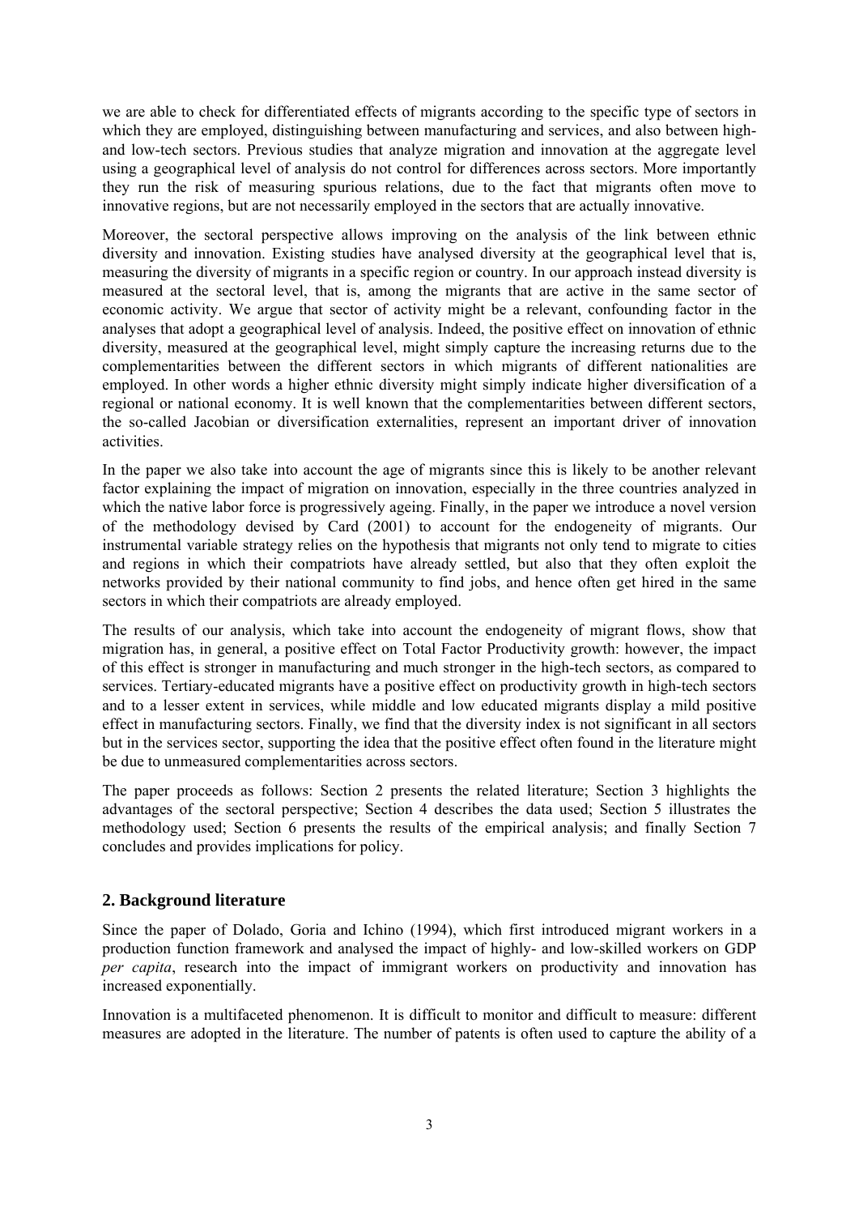we are able to check for differentiated effects of migrants according to the specific type of sectors in which they are employed, distinguishing between manufacturing and services, and also between high- and low-tech sectors. Previous studies that analyze migration and innovation at the aggregate level using a geographical level of analysis do not control for differences across sectors. More importantly they run the risk of measuring spurious relations, due to the fact that migrants often move to innovative regions, but are not necessarily employed in the sectors that are actually innovative.

Moreover, the sectoral perspective allows improving on the analysis of the link between ethnic diversity and innovation. Existing studies have analysed diversity at the geographical level that is, measuring the diversity of migrants in a specific region or country. In our approach instead diversity is measured at the sectoral level, that is, among the migrants that are active in the same sector of economic activity. We argue that sector of activity might be a relevant, confounding factor in the analyses that adopt a geographical level of analysis. Indeed, the positive effect on innovation of ethnic diversity, measured at the geographical level, might simply capture the increasing returns due to the complementarities between the different sectors in which migrants of different nationalities are employed. In other words a higher ethnic diversity might simply indicate higher diversification of a regional or national economy. It is well known that the complementarities between different sectors, the so-called Jacobian or diversification externalities, represent an important driver of innovation activities.

In the paper we also take into account the age of migrants since this is likely to be another relevant factor explaining the impact of migration on innovation, especially in the three countries analyzed in which the native labor force is progressively ageing. Finally, in the paper we introduce a novel version of the methodology devised by Card (2001) to account for the endogeneity of migrants. Our instrumental variable strategy relies on the hypothesis that migrants not only tend to migrate to cities and regions in which their compatriots have already settled, but also that they often exploit the networks provided by their national community to find jobs, and hence often get hired in the same sectors in which their compatriots are already employed.

The results of our analysis, which take into account the endogeneity of migrant flows, show that migration has, in general, a positive effect on Total Factor Productivity growth: however, the impact of this effect is stronger in manufacturing and much stronger in the high-tech sectors, as compared to services. Tertiary-educated migrants have a positive effect on productivity growth in high-tech sectors and to a lesser extent in services, while middle and low educated migrants display a mild positive effect in manufacturing sectors. Finally, we find that the diversity index is not significant in all sectors but in the services sector, supporting the idea that the positive effect often found in the literature might be due to unmeasured complementarities across sectors.

The paper proceeds as follows: Section 2 presents the related literature; Section 3 highlights the advantages of the sectoral perspective; Section 4 describes the data used; Section 5 illustrates the methodology used; Section 6 presents the results of the empirical analysis; and finally Section 7 concludes and provides implications for policy.

## 2. Background literature

Since the paper of Dolado, Goria and Ichino (1994), which first introduced migrant workers in a production function framework and analysed the impact of highly- and low-skilled workers on GDP *per capita*, research into the impact of immigrant workers on productivity and innovation has increased exponentially.

Innovation is a multifaceted phenomenon. It is difficult to monitor and difficult to measure: different measures are adopted in the literature. The number of patents is often used to capture the ability of a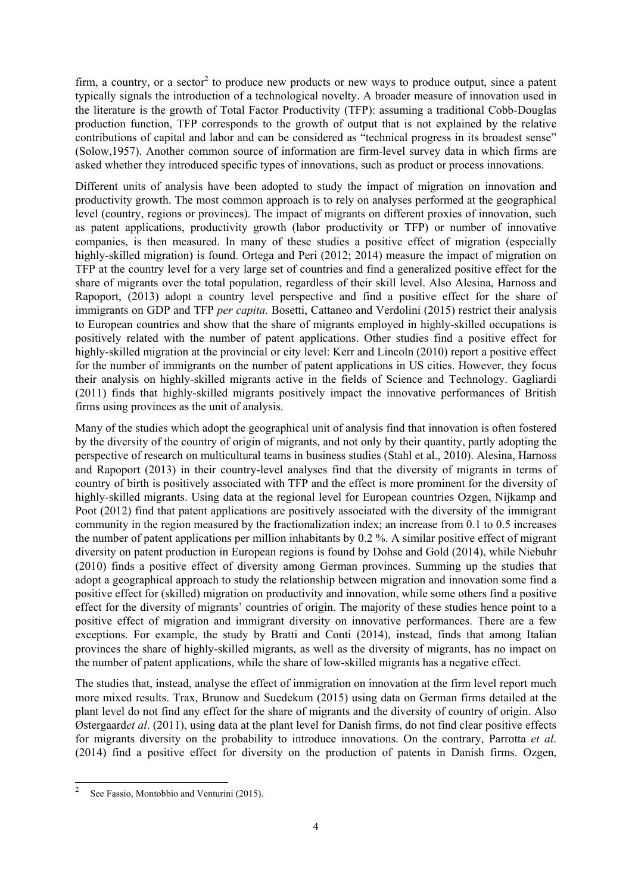firm, a country, or a sector[2] to produce new products or new ways to produce output, since a patent typically signals the introduction of a technological novelty. A broader measure of innovation used in the literature is the growth of Total Factor Productivity (TFP): assuming a traditional Cobb-Douglas production function, TFP corresponds to the growth of output that is not explained by the relative contributions of capital and labor and can be considered as "technical progress in its broadest sense" (Solow,1957). Another common source of information are firm-level survey data in which firms are asked whether they introduced specific types of innovations, such as product or process innovations.

Different units of analysis have been adopted to study the impact of migration on innovation and productivity growth. The most common approach is to rely on analyses performed at the geographical level (country, regions or provinces). The impact of migrants on different proxies of innovation, such as patent applications, productivity growth (labor productivity or TFP) or number of innovative companies, is then measured. In many of these studies a positive effect of migration (especially highly-skilled migration) is found. Ortega and Peri (2012; 2014) measure the impact of migration on TFP at the country level for a very large set of countries and find a generalized positive effect for the share of migrants over the total population, regardless of their skill level. Also Alesina, Harnoss and Rapoport, (2013) adopt a country level perspective and find a positive effect for the share of immigrants on GDP and TFP *per capita*. Bosetti, Cattaneo and Verdolini (2015) restrict their analysis to European countries and show that the share of migrants employed in highly-skilled occupations is positively related with the number of patent applications. Other studies find a positive effect for highly-skilled migration at the provincial or city level: Kerr and Lincoln (2010) report a positive effect for the number of immigrants on the number of patent applications in US cities. However, they focus their analysis on highly-skilled migrants active in the fields of Science and Technology. Gagliardi (2011) finds that highly-skilled migrants positively impact the innovative performances of British firms using provinces as the unit of analysis.

Many of the studies which adopt the geographical unit of analysis find that innovation is often fostered by the diversity of the country of origin of migrants, and not only by their quantity, partly adopting the perspective of research on multicultural teams in business studies (Stahl et al., 2010). Alesina, Harnoss and Rapoport (2013) in their country-level analyses find that the diversity of migrants in terms of country of birth is positively associated with TFP and the effect is more prominent for the diversity of highly-skilled migrants. Using data at the regional level for European countries Ozgen, Nijkamp and Poot (2012) find that patent applications are positively associated with the diversity of the immigrant community in the region measured by the fractionalization index; an increase from 0.1 to 0.5 increases the number of patent applications per million inhabitants by 0.2 %. A similar positive effect of migrant diversity on patent production in European regions is found by Dohse and Gold (2014), while Niebuhr (2010) finds a positive effect of diversity among German provinces. Summing up the studies that adopt a geographical approach to study the relationship between migration and innovation some find a positive effect for (skilled) migration on productivity and innovation, while some others find a positive effect for the diversity of migrants' countries of origin. The majority of these studies hence point to a positive effect of migration and immigrant diversity on innovative performances. There are a few exceptions. For example, the study by Bratti and Conti (2014), instead, finds that among Italian provinces the share of highly-skilled migrants, as well as the diversity of migrants, has no impact on the number of patent applications, while the share of low-skilled migrants has a negative effect.

The studies that, instead, analyse the effect of immigration on innovation at the firm level report much more mixed results. Trax, Brunow and Suedekum (2015) using data on German firms detailed at the plant level do not find any effect for the share of migrants and the diversity of country of origin. Also Østergaard*et al*. (2011), using data at the plant level for Danish firms, do not find clear positive effects for migrants diversity on the probability to introduce innovations. On the contrary, Parrotta *et al*. (2014) find a positive effect for diversity on the production of patents in Danish firms. Ozgen,

[2] See Fassio, Montobbio and Venturini (2015).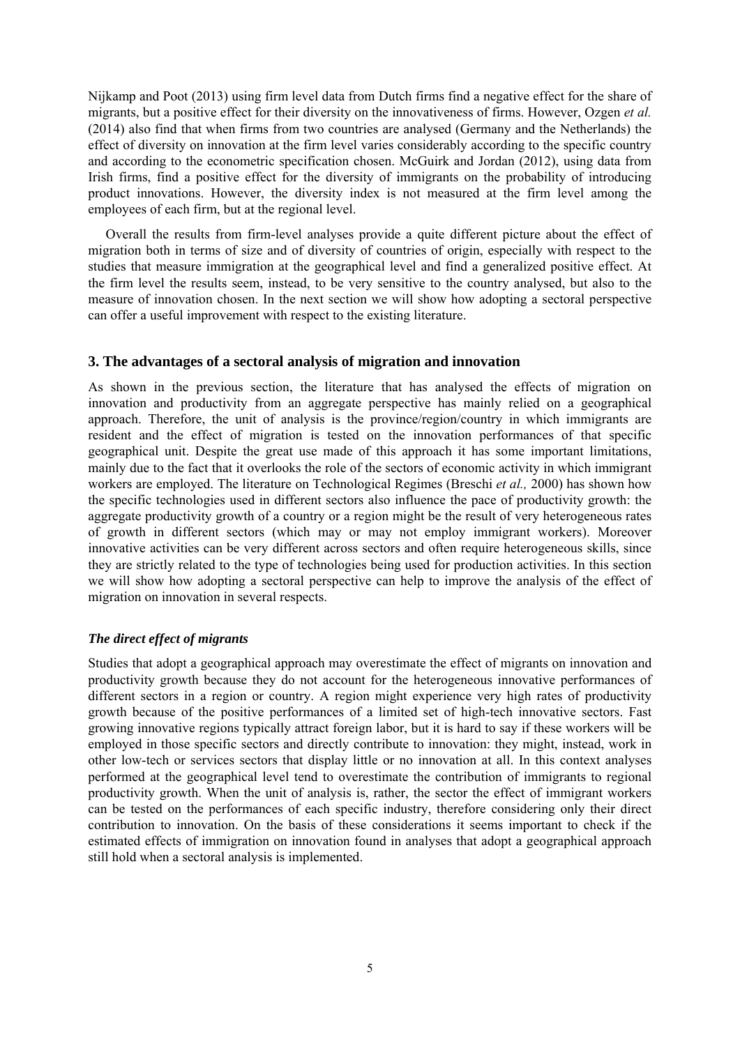Nijkamp and Poot (2013) using firm level data from Dutch firms find a negative effect for the share of migrants, but a positive effect for their diversity on the innovativeness of firms. However, Ozgen *et al.* (2014) also find that when firms from two countries are analysed (Germany and the Netherlands) the effect of diversity on innovation at the firm level varies considerably according to the specific country and according to the econometric specification chosen. McGuirk and Jordan (2012), using data from Irish firms, find a positive effect for the diversity of immigrants on the probability of introducing product innovations. However, the diversity index is not measured at the firm level among the employees of each firm, but at the regional level.

Overall the results from firm-level analyses provide a quite different picture about the effect of migration both in terms of size and of diversity of countries of origin, especially with respect to the studies that measure immigration at the geographical level and find a generalized positive effect. At the firm level the results seem, instead, to be very sensitive to the country analysed, but also to the measure of innovation chosen. In the next section we will show how adopting a sectoral perspective can offer a useful improvement with respect to the existing literature.

## 3. The advantages of a sectoral analysis of migration and innovation

As shown in the previous section, the literature that has analysed the effects of migration on innovation and productivity from an aggregate perspective has mainly relied on a geographical approach. Therefore, the unit of analysis is the province/region/country in which immigrants are resident and the effect of migration is tested on the innovation performances of that specific geographical unit. Despite the great use made of this approach it has some important limitations, mainly due to the fact that it overlooks the role of the sectors of economic activity in which immigrant workers are employed. The literature on Technological Regimes (Breschi *et al.,* 2000) has shown how the specific technologies used in different sectors also influence the pace of productivity growth: the aggregate productivity growth of a country or a region might be the result of very heterogeneous rates of growth in different sectors (which may or may not employ immigrant workers). Moreover innovative activities can be very different across sectors and often require heterogeneous skills, since they are strictly related to the type of technologies being used for production activities. In this section we will show how adopting a sectoral perspective can help to improve the analysis of the effect of migration on innovation in several respects.

### *The direct effect of migrants*

Studies that adopt a geographical approach may overestimate the effect of migrants on innovation and productivity growth because they do not account for the heterogeneous innovative performances of different sectors in a region or country. A region might experience very high rates of productivity growth because of the positive performances of a limited set of high-tech innovative sectors. Fast growing innovative regions typically attract foreign labor, but it is hard to say if these workers will be employed in those specific sectors and directly contribute to innovation: they might, instead, work in other low-tech or services sectors that display little or no innovation at all. In this context analyses performed at the geographical level tend to overestimate the contribution of immigrants to regional productivity growth. When the unit of analysis is, rather, the sector the effect of immigrant workers can be tested on the performances of each specific industry, therefore considering only their direct contribution to innovation. On the basis of these considerations it seems important to check if the estimated effects of immigration on innovation found in analyses that adopt a geographical approach still hold when a sectoral analysis is implemented.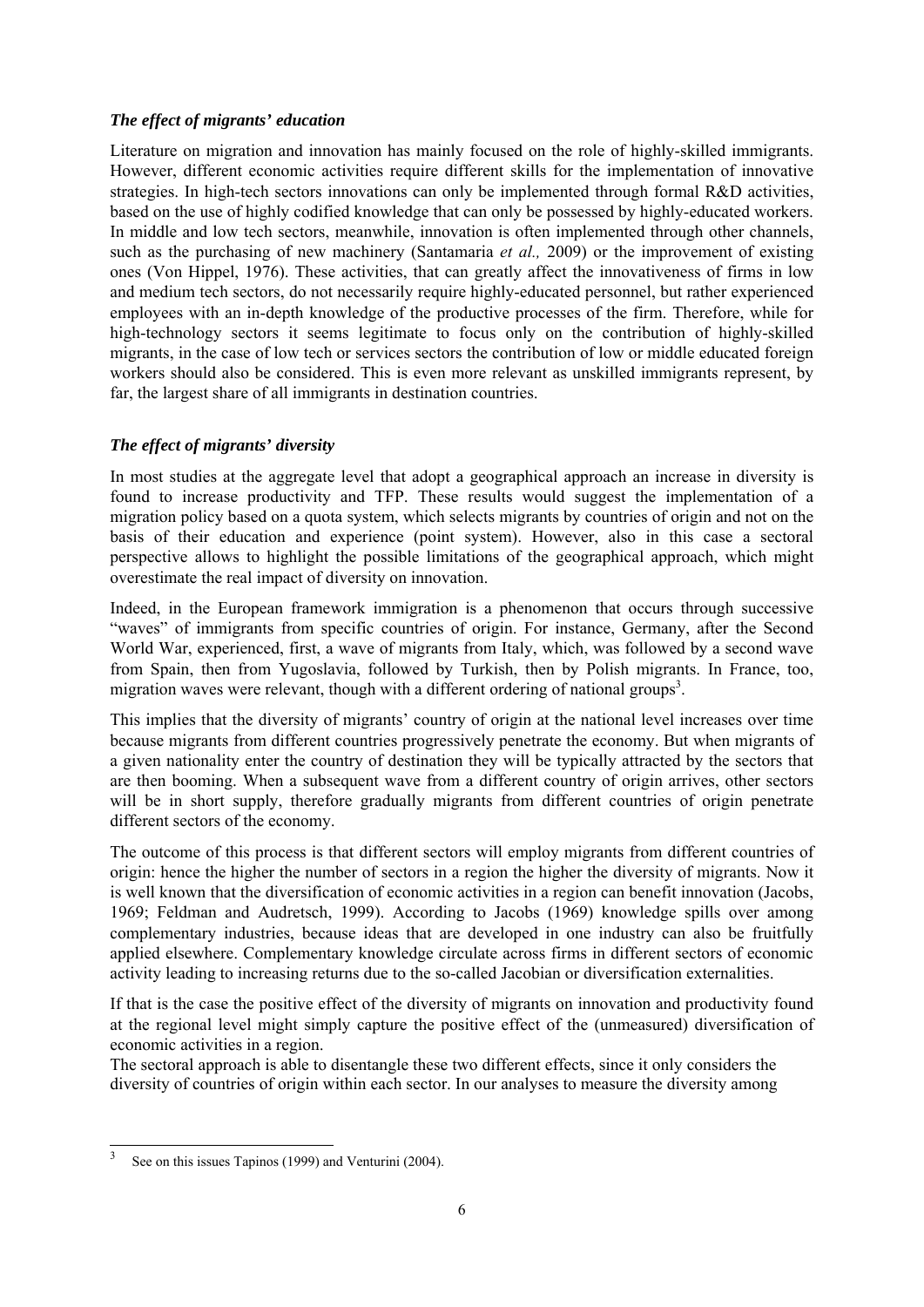### *The effect of migrants' education*

Literature on migration and innovation has mainly focused on the role of highly-skilled immigrants. However, different economic activities require different skills for the implementation of innovative strategies. In high-tech sectors innovations can only be implemented through formal R&D activities, based on the use of highly codified knowledge that can only be possessed by highly-educated workers. In middle and low tech sectors, meanwhile, innovation is often implemented through other channels, such as the purchasing of new machinery (Santamaria *et al.,* 2009) or the improvement of existing ones (Von Hippel, 1976). These activities, that can greatly affect the innovativeness of firms in low and medium tech sectors, do not necessarily require highly-educated personnel, but rather experienced employees with an in-depth knowledge of the productive processes of the firm. Therefore, while for high-technology sectors it seems legitimate to focus only on the contribution of highly-skilled migrants, in the case of low tech or services sectors the contribution of low or middle educated foreign workers should also be considered. This is even more relevant as unskilled immigrants represent, by far, the largest share of all immigrants in destination countries.

### *The effect of migrants' diversity*

In most studies at the aggregate level that adopt a geographical approach an increase in diversity is found to increase productivity and TFP. These results would suggest the implementation of a migration policy based on a quota system, which selects migrants by countries of origin and not on the basis of their education and experience (point system). However, also in this case a sectoral perspective allows to highlight the possible limitations of the geographical approach, which might overestimate the real impact of diversity on innovation.

Indeed, in the European framework immigration is a phenomenon that occurs through successive "waves" of immigrants from specific countries of origin. For instance, Germany, after the Second World War, experienced, first, a wave of migrants from Italy, which, was followed by a second wave from Spain, then from Yugoslavia, followed by Turkish, then by Polish migrants. In France, too, migration waves were relevant, though with a different ordering of national groups[3].

This implies that the diversity of migrants' country of origin at the national level increases over time because migrants from different countries progressively penetrate the economy. But when migrants of a given nationality enter the country of destination they will be typically attracted by the sectors that are then booming. When a subsequent wave from a different country of origin arrives, other sectors will be in short supply, therefore gradually migrants from different countries of origin penetrate different sectors of the economy.

The outcome of this process is that different sectors will employ migrants from different countries of origin: hence the higher the number of sectors in a region the higher the diversity of migrants. Now it is well known that the diversification of economic activities in a region can benefit innovation (Jacobs, 1969; Feldman and Audretsch, 1999). According to Jacobs (1969) knowledge spills over among complementary industries, because ideas that are developed in one industry can also be fruitfully applied elsewhere. Complementary knowledge circulate across firms in different sectors of economic activity leading to increasing returns due to the so-called Jacobian or diversification externalities.

If that is the case the positive effect of the diversity of migrants on innovation and productivity found at the regional level might simply capture the positive effect of the (unmeasured) diversification of economic activities in a region.

The sectoral approach is able to disentangle these two different effects, since it only considers the diversity of countries of origin within each sector. In our analyses to measure the diversity among

---

[3] See on this issues Tapinos (1999) and Venturini (2004).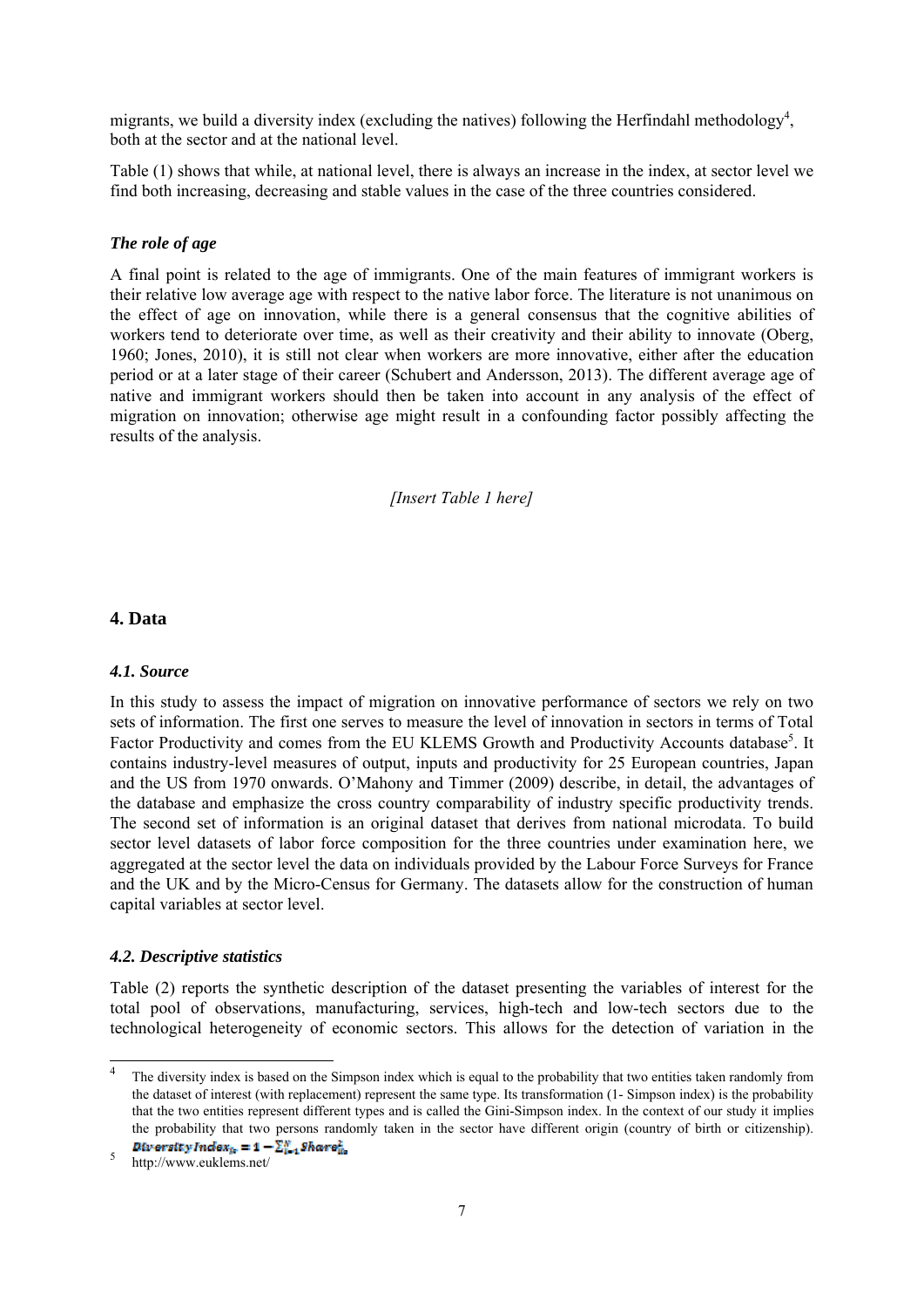migrants, we build a diversity index (excluding the natives) following the Herfindahl methodology[4], both at the sector and at the national level.

Table (1) shows that while, at national level, there is always an increase in the index, at sector level we find both increasing, decreasing and stable values in the case of the three countries considered.

### *The role of age*

A final point is related to the age of immigrants. One of the main features of immigrant workers is their relative low average age with respect to the native labor force. The literature is not unanimous on the effect of age on innovation, while there is a general consensus that the cognitive abilities of workers tend to deteriorate over time, as well as their creativity and their ability to innovate (Oberg, 1960; Jones, 2010), it is still not clear when workers are more innovative, either after the education period or at a later stage of their career (Schubert and Andersson, 2013). The different average age of native and immigrant workers should then be taken into account in any analysis of the effect of migration on innovation; otherwise age might result in a confounding factor possibly affecting the results of the analysis.

*[Insert Table 1 here]*

## 4. Data

### *4.1. Source*

In this study to assess the impact of migration on innovative performance of sectors we rely on two sets of information. The first one serves to measure the level of innovation in sectors in terms of Total Factor Productivity and comes from the EU KLEMS Growth and Productivity Accounts database[5]. It contains industry-level measures of output, inputs and productivity for 25 European countries, Japan and the US from 1970 onwards. O'Mahony and Timmer (2009) describe, in detail, the advantages of the database and emphasize the cross country comparability of industry specific productivity trends. The second set of information is an original dataset that derives from national microdata. To build sector level datasets of labor force composition for the three countries under examination here, we aggregated at the sector level the data on individuals provided by the Labour Force Surveys for France and the UK and by the Micro-Census for Germany. The datasets allow for the construction of human capital variables at sector level.

### *4.2. Descriptive statistics*

Table (2) reports the synthetic description of the dataset presenting the variables of interest for the total pool of observations, manufacturing, services, high-tech and low-tech sectors due to the technological heterogeneity of economic sectors. This allows for the detection of variation in the

---

[4] The diversity index is based on the Simpson index which is equal to the probability that two entities taken randomly from the dataset of interest (with replacement) represent the same type. Its transformation (1- Simpson index) is the probability that the two entities represent different types and is called the Gini-Simpson index. In the context of our study it implies the probability that two persons randomly taken in the sector have different origin (country of birth or citizenship). $Diversity\,Index_{jt} = 1 - \sum_{i=1}^{N} Share_{ijt}^{2}$

[5] http://www.euklems.net/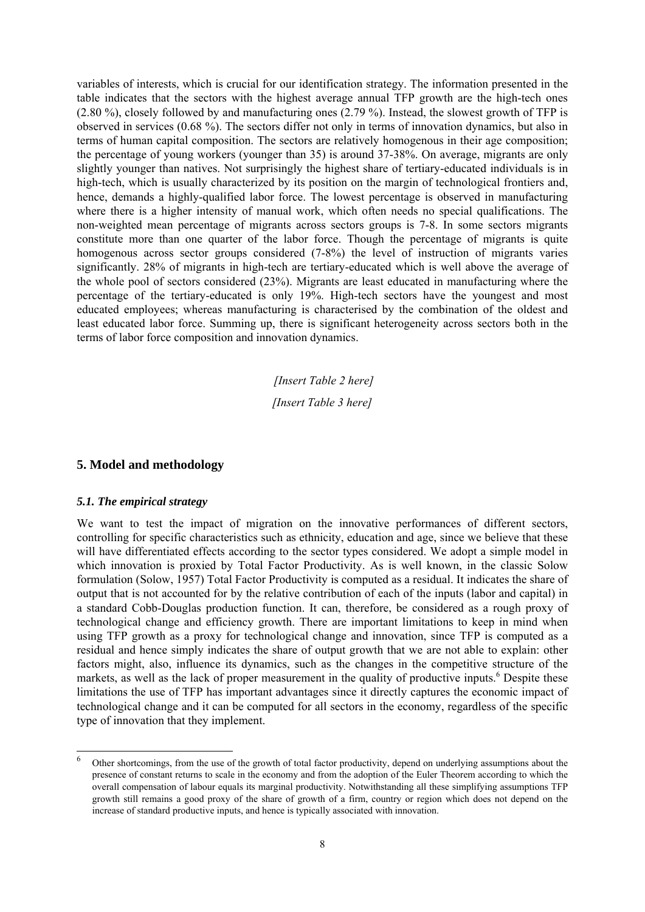variables of interests, which is crucial for our identification strategy. The information presented in the table indicates that the sectors with the highest average annual TFP growth are the high-tech ones (2.80 %), closely followed by and manufacturing ones (2.79 %). Instead, the slowest growth of TFP is observed in services (0.68 %). The sectors differ not only in terms of innovation dynamics, but also in terms of human capital composition. The sectors are relatively homogenous in their age composition; the percentage of young workers (younger than 35) is around 37-38%. On average, migrants are only slightly younger than natives. Not surprisingly the highest share of tertiary-educated individuals is in high-tech, which is usually characterized by its position on the margin of technological frontiers and, hence, demands a highly-qualified labor force. The lowest percentage is observed in manufacturing where there is a higher intensity of manual work, which often needs no special qualifications. The non-weighted mean percentage of migrants across sectors groups is 7-8. In some sectors migrants constitute more than one quarter of the labor force. Though the percentage of migrants is quite homogenous across sector groups considered (7-8%) the level of instruction of migrants varies significantly. 28% of migrants in high-tech are tertiary-educated which is well above the average of the whole pool of sectors considered (23%). Migrants are least educated in manufacturing where the percentage of the tertiary-educated is only 19%. High-tech sectors have the youngest and most educated employees; whereas manufacturing is characterised by the combination of the oldest and least educated labor force. Summing up, there is significant heterogeneity across sectors both in the terms of labor force composition and innovation dynamics.

*[Insert Table 2 here]*

*[Insert Table 3 here]*

## 5. Model and methodology

### *5.1. The empirical strategy*

We want to test the impact of migration on the innovative performances of different sectors, controlling for specific characteristics such as ethnicity, education and age, since we believe that these will have differentiated effects according to the sector types considered. We adopt a simple model in which innovation is proxied by Total Factor Productivity. As is well known, in the classic Solow formulation (Solow, 1957) Total Factor Productivity is computed as a residual. It indicates the share of output that is not accounted for by the relative contribution of each of the inputs (labor and capital) in a standard Cobb-Douglas production function. It can, therefore, be considered as a rough proxy of technological change and efficiency growth. There are important limitations to keep in mind when using TFP growth as a proxy for technological change and innovation, since TFP is computed as a residual and hence simply indicates the share of output growth that we are not able to explain: other factors might, also, influence its dynamics, such as the changes in the competitive structure of the markets, as well as the lack of proper measurement in the quality of productive inputs.[6] Despite these limitations the use of TFP has important advantages since it directly captures the economic impact of technological change and it can be computed for all sectors in the economy, regardless of the specific type of innovation that they implement.

---

[6] Other shortcomings, from the use of the growth of total factor productivity, depend on underlying assumptions about the presence of constant returns to scale in the economy and from the adoption of the Euler Theorem according to which the overall compensation of labour equals its marginal productivity. Notwithstanding all these simplifying assumptions TFP growth still remains a good proxy of the share of growth of a firm, country or region which does not depend on the increase of standard productive inputs, and hence is typically associated with innovation.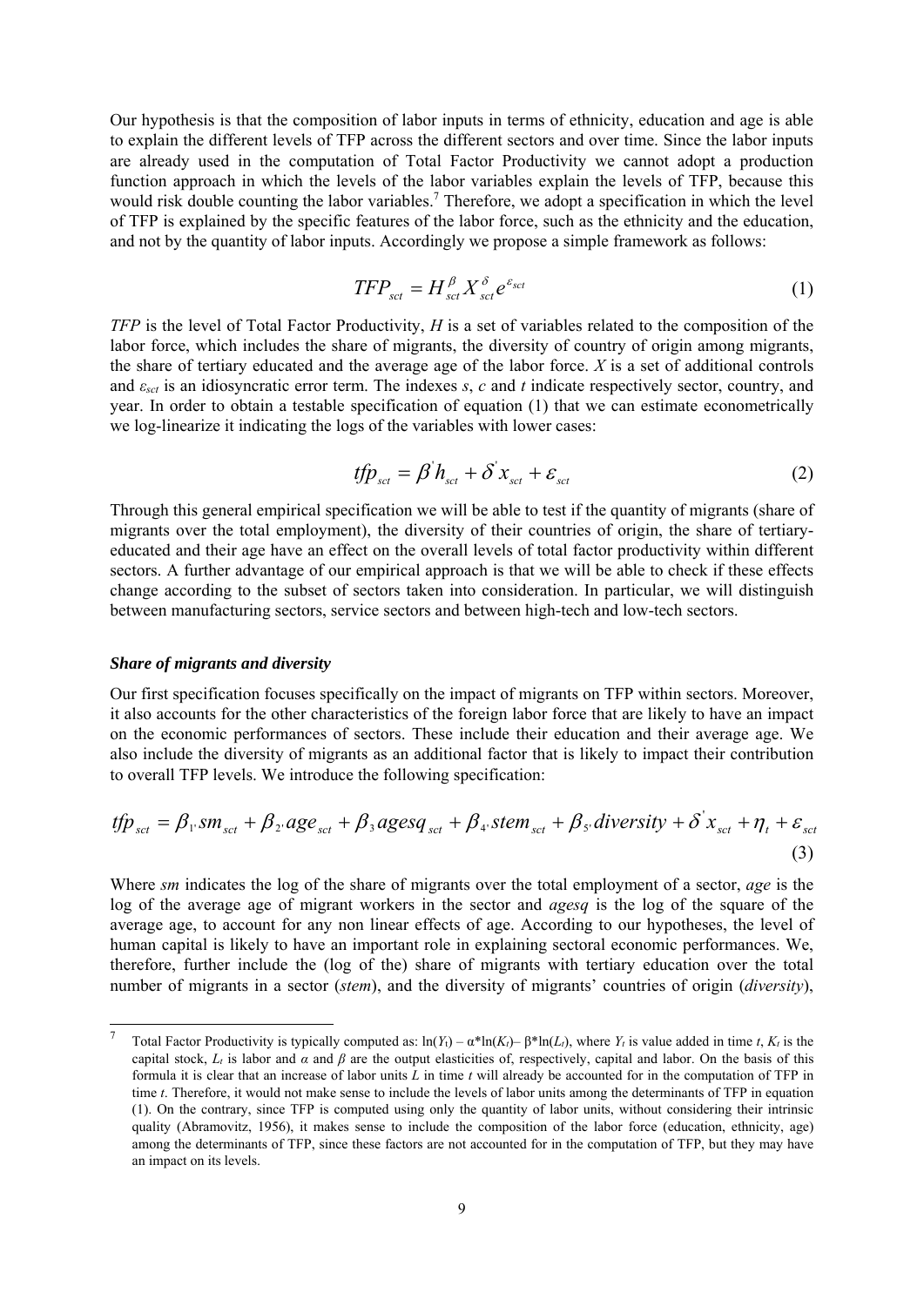Our hypothesis is that the composition of labor inputs in terms of ethnicity, education and age is able to explain the different levels of TFP across the different sectors and over time. Since the labor inputs are already used in the computation of Total Factor Productivity we cannot adopt a production function approach in which the levels of the labor variables explain the levels of TFP, because this would risk double counting the labor variables.[7] Therefore, we adopt a specification in which the level of TFP is explained by the specific features of the labor force, such as the ethnicity and the education, and not by the quantity of labor inputs. Accordingly we propose a simple framework as follows:

$$TFP_{sct} = H_{sct}^{\beta} X_{sct}^{\delta} e^{\varepsilon_{sct}} \tag{1}$$

*TFP* is the level of Total Factor Productivity, *H* is a set of variables related to the composition of the labor force, which includes the share of migrants, the diversity of country of origin among migrants, the share of tertiary educated and the average age of the labor force. *X* is a set of additional controls and $\varepsilon_{sct}$ is an idiosyncratic error term. The indexes *s*, *c* and *t* indicate respectively sector, country, and year. In order to obtain a testable specification of equation (1) that we can estimate econometrically we log-linearize it indicating the logs of the variables with lower cases:

$$tfp_{sct} = \beta' h_{sct} + \delta' x_{sct} + \varepsilon_{sct} \tag{2}$$

Through this general empirical specification we will be able to test if the quantity of migrants (share of migrants over the total employment), the diversity of their countries of origin, the share of tertiary-educated and their age have an effect on the overall levels of total factor productivity within different sectors. A further advantage of our empirical approach is that we will be able to check if these effects change according to the subset of sectors taken into consideration. In particular, we will distinguish between manufacturing sectors, service sectors and between high-tech and low-tech sectors.

***Share of migrants and diversity***

Our first specification focuses specifically on the impact of migrants on TFP within sectors. Moreover, it also accounts for the other characteristics of the foreign labor force that are likely to have an impact on the economic performances of sectors. These include their education and their average age. We also include the diversity of migrants as an additional factor that is likely to impact their contribution to overall TFP levels. We introduce the following specification:

$$tfp_{sct} = \beta_{1'} sm_{sct} + \beta_{2'} age_{sct} + \beta_3 agesq_{sct} + \beta_{4'} stem_{sct} + \beta_{5'} diversity + \delta' x_{sct} + \eta_t + \varepsilon_{sct} \tag{3}$$

Where *sm* indicates the log of the share of migrants over the total employment of a sector, *age* is the log of the average age of migrant workers in the sector and *agesq* is the log of the square of the average age, to account for any non linear effects of age. According to our hypotheses, the level of human capital is likely to have an important role in explaining sectoral economic performances. We, therefore, further include the (log of the) share of migrants with tertiary education over the total number of migrants in a sector (*stem*), and the diversity of migrants' countries of origin (*diversity*),

[7] Total Factor Productivity is typically computed as: $\ln(Y_t) - \alpha^*\ln(K_t) - \beta^*\ln(L_t)$, where $Y_t$ is value added in time *t*, $K_t$ is the capital stock, $L_t$ is labor and $\alpha$ and $\beta$ are the output elasticities of, respectively, capital and labor. On the basis of this formula it is clear that an increase of labor units *L* in time *t* will already be accounted for in the computation of TFP in time *t*. Therefore, it would not make sense to include the levels of labor units among the determinants of TFP in equation (1). On the contrary, since TFP is computed using only the quantity of labor units, without considering their intrinsic quality (Abramovitz, 1956), it makes sense to include the composition of the labor force (education, ethnicity, age) among the determinants of TFP, since these factors are not accounted for in the computation of TFP, but they may have an impact on its levels.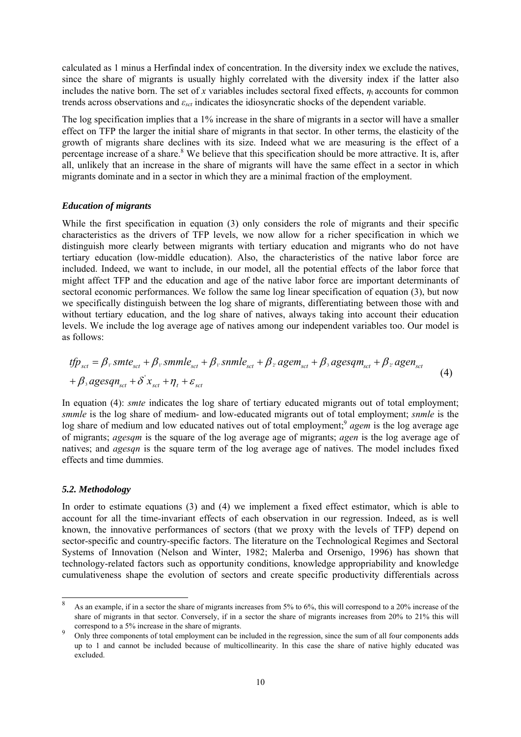calculated as 1 minus a Herfindal index of concentration. In the diversity index we exclude the natives, since the share of migrants is usually highly correlated with the diversity index if the latter also includes the native born. The set of $x$ variables includes sectoral fixed effects, $\eta_t$ accounts for common trends across observations and $\varepsilon_{sct}$ indicates the idiosyncratic shocks of the dependent variable.

The log specification implies that a 1% increase in the share of migrants in a sector will have a smaller effect on TFP the larger the initial share of migrants in that sector. In other terms, the elasticity of the growth of migrants share declines with its size. Indeed what we are measuring is the effect of a percentage increase of a share.[8] We believe that this specification should be more attractive. It is, after all, unlikely that an increase in the share of migrants will have the same effect in a sector in which migrants dominate and in a sector in which they are a minimal fraction of the employment.

### *Education of migrants*

While the first specification in equation (3) only considers the role of migrants and their specific characteristics as the drivers of TFP levels, we now allow for a richer specification in which we distinguish more clearly between migrants with tertiary education and migrants who do not have tertiary education (low-middle education). Also, the characteristics of the native labor force are included. Indeed, we want to include, in our model, all the potential effects of the labor force that might affect TFP and the education and age of the native labor force are important determinants of sectoral economic performances. We follow the same log linear specification of equation (3), but now we specifically distinguish between the log share of migrants, differentiating between those with and without tertiary education, and the log share of natives, always taking into account their education levels. We include the log average age of natives among our independent variables too. Our model is as follows:

$$
\begin{aligned}
tfp_{sct} &= \beta_{1'} smte_{sct} + \beta_{1'} smmle_{sct} + \beta_{1'} snmle_{sct} + \beta_{2'} agem_{sct} + \beta_{3} agesqm_{sct} + \beta_{2'} agen_{sct} \\
&+ \beta_{3} agesqn_{sct} + \delta' x_{sct} + \eta_t + \varepsilon_{sct}
\end{aligned}
\tag{4}
$$

In equation (4): *smte* indicates the log share of tertiary educated migrants out of total employment; *smmle* is the log share of medium- and low-educated migrants out of total employment; *snmle* is the log share of medium and low educated natives out of total employment;[9] *agem* is the log average age of migrants; *agesqm* is the square of the log average age of migrants; *agen* is the log average age of natives; and *agesqn* is the square term of the log average age of natives. The model includes fixed effects and time dummies.

### *5.2. Methodology*

In order to estimate equations (3) and (4) we implement a fixed effect estimator, which is able to account for all the time-invariant effects of each observation in our regression. Indeed, as is well known, the innovative performances of sectors (that we proxy with the levels of TFP) depend on sector-specific and country-specific factors. The literature on the Technological Regimes and Sectoral Systems of Innovation (Nelson and Winter, 1982; Malerba and Orsenigo, 1996) has shown that technology-related factors such as opportunity conditions, knowledge appropriability and knowledge cumulativeness shape the evolution of sectors and create specific productivity differentials across

---

[8] As an example, if in a sector the share of migrants increases from 5% to 6%, this will correspond to a 20% increase of the share of migrants in that sector. Conversely, if in a sector the share of migrants increases from 20% to 21% this will correspond to a 5% increase in the share of migrants.

[9] Only three components of total employment can be included in the regression, since the sum of all four components adds up to 1 and cannot be included because of multicollinearity. In this case the share of native highly educated was excluded.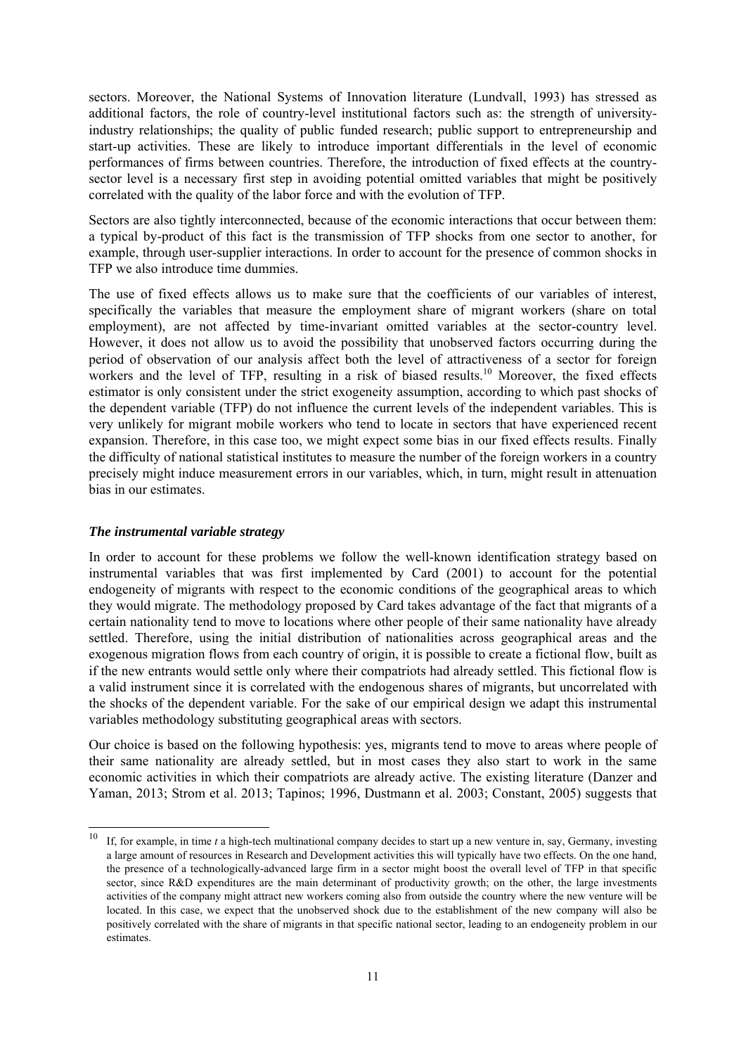sectors. Moreover, the National Systems of Innovation literature (Lundvall, 1993) has stressed as additional factors, the role of country-level institutional factors such as: the strength of university-industry relationships; the quality of public funded research; public support to entrepreneurship and start-up activities. These are likely to introduce important differentials in the level of economic performances of firms between countries. Therefore, the introduction of fixed effects at the country-sector level is a necessary first step in avoiding potential omitted variables that might be positively correlated with the quality of the labor force and with the evolution of TFP.

Sectors are also tightly interconnected, because of the economic interactions that occur between them: a typical by-product of this fact is the transmission of TFP shocks from one sector to another, for example, through user-supplier interactions. In order to account for the presence of common shocks in TFP we also introduce time dummies.

The use of fixed effects allows us to make sure that the coefficients of our variables of interest, specifically the variables that measure the employment share of migrant workers (share on total employment), are not affected by time-invariant omitted variables at the sector-country level. However, it does not allow us to avoid the possibility that unobserved factors occurring during the period of observation of our analysis affect both the level of attractiveness of a sector for foreign workers and the level of TFP, resulting in a risk of biased results.[10] Moreover, the fixed effects estimator is only consistent under the strict exogeneity assumption, according to which past shocks of the dependent variable (TFP) do not influence the current levels of the independent variables. This is very unlikely for migrant mobile workers who tend to locate in sectors that have experienced recent expansion. Therefore, in this case too, we might expect some bias in our fixed effects results. Finally the difficulty of national statistical institutes to measure the number of the foreign workers in a country precisely might induce measurement errors in our variables, which, in turn, might result in attenuation bias in our estimates.

### *The instrumental variable strategy*

In order to account for these problems we follow the well-known identification strategy based on instrumental variables that was first implemented by Card (2001) to account for the potential endogeneity of migrants with respect to the economic conditions of the geographical areas to which they would migrate. The methodology proposed by Card takes advantage of the fact that migrants of a certain nationality tend to move to locations where other people of their same nationality have already settled. Therefore, using the initial distribution of nationalities across geographical areas and the exogenous migration flows from each country of origin, it is possible to create a fictional flow, built as if the new entrants would settle only where their compatriots had already settled. This fictional flow is a valid instrument since it is correlated with the endogenous shares of migrants, but uncorrelated with the shocks of the dependent variable. For the sake of our empirical design we adapt this instrumental variables methodology substituting geographical areas with sectors.

Our choice is based on the following hypothesis: yes, migrants tend to move to areas where people of their same nationality are already settled, but in most cases they also start to work in the same economic activities in which their compatriots are already active. The existing literature (Danzer and Yaman, 2013; Strom et al. 2013; Tapinos; 1996, Dustmann et al. 2003; Constant, 2005) suggests that

[10] If, for example, in time *t* a high-tech multinational company decides to start up a new venture in, say, Germany, investing a large amount of resources in Research and Development activities this will typically have two effects. On the one hand, the presence of a technologically-advanced large firm in a sector might boost the overall level of TFP in that specific sector, since R&D expenditures are the main determinant of productivity growth; on the other, the large investments activities of the company might attract new workers coming also from outside the country where the new venture will be located. In this case, we expect that the unobserved shock due to the establishment of the new company will also be positively correlated with the share of migrants in that specific national sector, leading to an endogeneity problem in our estimates.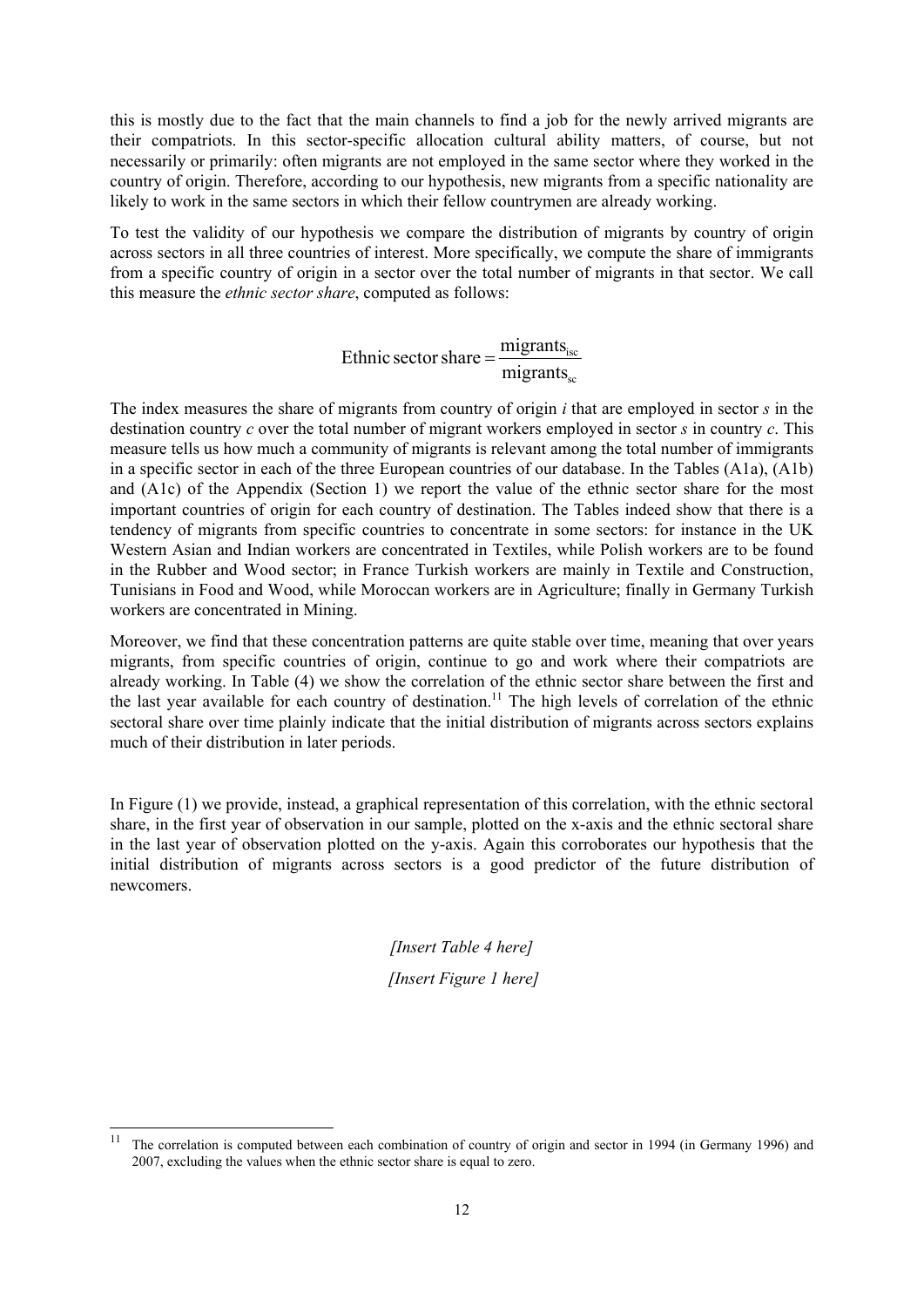this is mostly due to the fact that the main channels to find a job for the newly arrived migrants are their compatriots. In this sector-specific allocation cultural ability matters, of course, but not necessarily or primarily: often migrants are not employed in the same sector where they worked in the country of origin. Therefore, according to our hypothesis, new migrants from a specific nationality are likely to work in the same sectors in which their fellow countrymen are already working.

To test the validity of our hypothesis we compare the distribution of migrants by country of origin across sectors in all three countries of interest. More specifically, we compute the share of immigrants from a specific country of origin in a sector over the total number of migrants in that sector. We call this measure the *ethnic sector share*, computed as follows:

$$\text{Ethnic sector share} = \frac{\text{migrants}_{isc}}{\text{migrants}_{sc}}$$

The index measures the share of migrants from country of origin $i$ that are employed in sector $s$ in the destination country $c$ over the total number of migrant workers employed in sector $s$ in country $c$. This measure tells us how much a community of migrants is relevant among the total number of immigrants in a specific sector in each of the three European countries of our database. In the Tables (A1a), (A1b) and (A1c) of the Appendix (Section 1) we report the value of the ethnic sector share for the most important countries of origin for each country of destination. The Tables indeed show that there is a tendency of migrants from specific countries to concentrate in some sectors: for instance in the UK Western Asian and Indian workers are concentrated in Textiles, while Polish workers are to be found in the Rubber and Wood sector; in France Turkish workers are mainly in Textile and Construction, Tunisians in Food and Wood, while Moroccan workers are in Agriculture; finally in Germany Turkish workers are concentrated in Mining.

Moreover, we find that these concentration patterns are quite stable over time, meaning that over years migrants, from specific countries of origin, continue to go and work where their compatriots are already working. In Table (4) we show the correlation of the ethnic sector share between the first and the last year available for each country of destination.[11] The high levels of correlation of the ethnic sectoral share over time plainly indicate that the initial distribution of migrants across sectors explains much of their distribution in later periods.

In Figure (1) we provide, instead, a graphical representation of this correlation, with the ethnic sectoral share, in the first year of observation in our sample, plotted on the x-axis and the ethnic sectoral share in the last year of observation plotted on the y-axis. Again this corroborates our hypothesis that the initial distribution of migrants across sectors is a good predictor of the future distribution of newcomers.

*[Insert Table 4 here]*

*[Insert Figure 1 here]*

[11] The correlation is computed between each combination of country of origin and sector in 1994 (in Germany 1996) and 2007, excluding the values when the ethnic sector share is equal to zero.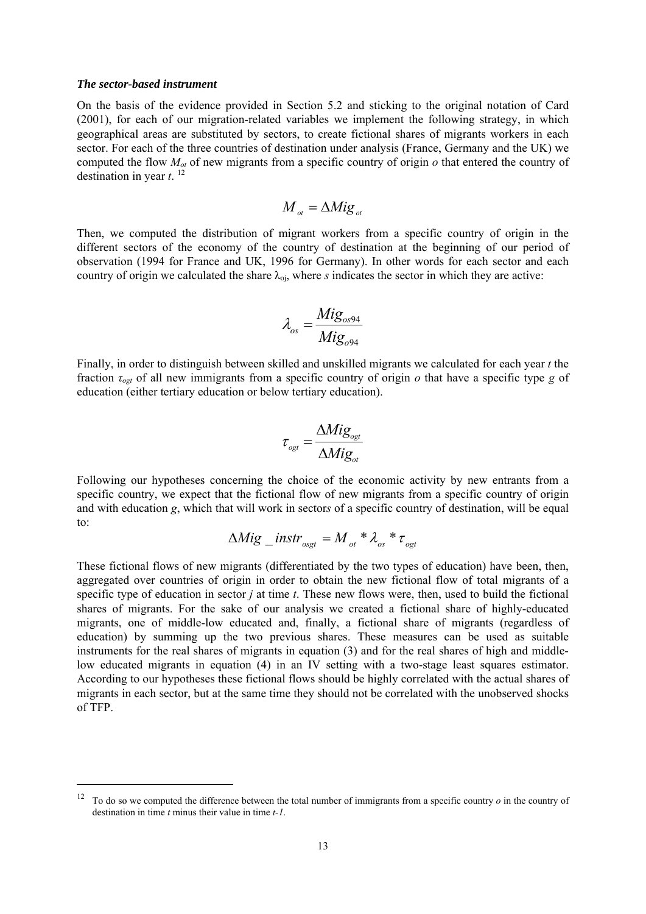***The sector-based instrument***

On the basis of the evidence provided in Section 5.2 and sticking to the original notation of Card (2001), for each of our migration-related variables we implement the following strategy, in which geographical areas are substituted by sectors, to create fictional shares of migrants workers in each sector. For each of the three countries of destination under analysis (France, Germany and the UK) we computed the flow $M_{ot}$ of new migrants from a specific country of origin $o$ that entered the country of destination in year $t$. [12]

$$M_{ot} = \Delta Mig_{ot}$$

Then, we computed the distribution of migrant workers from a specific country of origin in the different sectors of the economy of the country of destination at the beginning of our period of observation (1994 for France and UK, 1996 for Germany). In other words for each sector and each country of origin we calculated the share $\lambda_{oj}$, where $s$ indicates the sector in which they are active:

$$\lambda_{os} = \frac{Mig_{os94}}{Mig_{o94}}$$

Finally, in order to distinguish between skilled and unskilled migrants we calculated for each year $t$ the fraction $\tau_{ogt}$ of all new immigrants from a specific country of origin $o$ that have a specific type $g$ of education (either tertiary education or below tertiary education).

$$\tau_{ogt} = \frac{\Delta Mig_{ogt}}{\Delta Mig_{ot}}$$

Following our hypotheses concerning the choice of the economic activity by new entrants from a specific country, we expect that the fictional flow of new migrants from a specific country of origin and with education $g$, which that will work in sector$s$ of a specific country of destination, will be equal to:

$$\Delta Mig\_instr_{osgt} = M_{ot} * \lambda_{os} * \tau_{ogt}$$

These fictional flows of new migrants (differentiated by the two types of education) have been, then, aggregated over countries of origin in order to obtain the new fictional flow of total migrants of a specific type of education in sector $j$ at time $t$. These new flows were, then, used to build the fictional shares of migrants. For the sake of our analysis we created a fictional share of highly-educated migrants, one of middle-low educated and, finally, a fictional share of migrants (regardless of education) by summing up the two previous shares. These measures can be used as suitable instruments for the real shares of migrants in equation (3) and for the real shares of high and middle-low educated migrants in equation (4) in an IV setting with a two-stage least squares estimator. According to our hypotheses these fictional flows should be highly correlated with the actual shares of migrants in each sector, but at the same time they should not be correlated with the unobserved shocks of TFP.

---

[12] To do so we computed the difference between the total number of immigrants from a specific country $o$ in the country of destination in time $t$ minus their value in time $t$-$1$.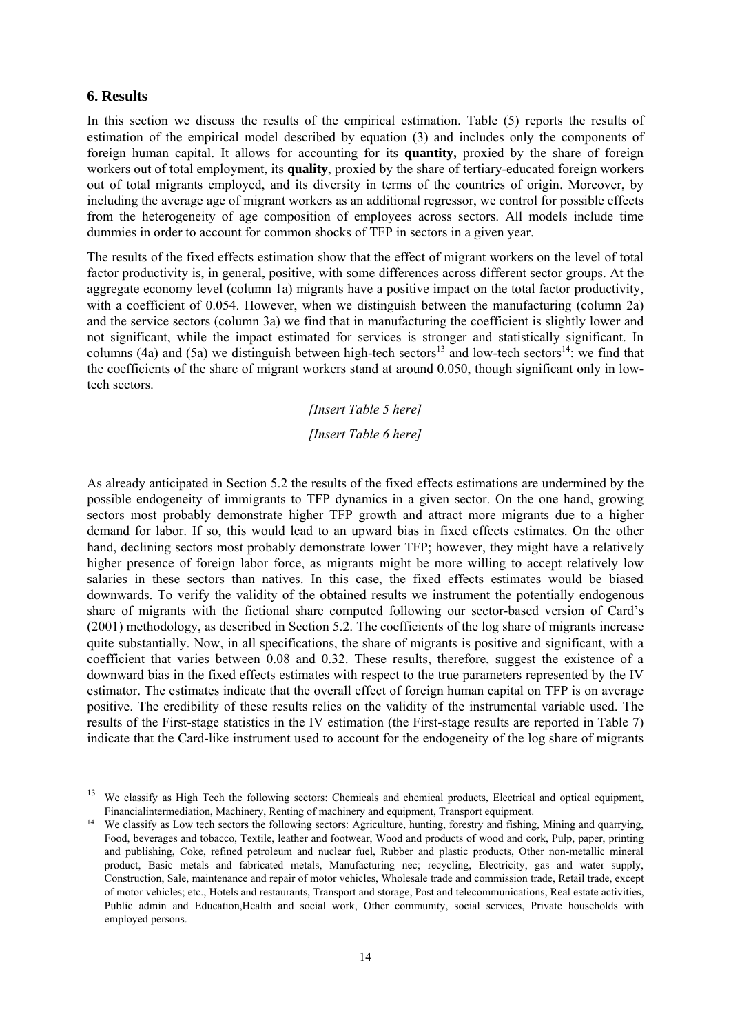## 6. Results

In this section we discuss the results of the empirical estimation. Table (5) reports the results of estimation of the empirical model described by equation (3) and includes only the components of foreign human capital. It allows for accounting for its **quantity,** proxied by the share of foreign workers out of total employment, its **quality**, proxied by the share of tertiary-educated foreign workers out of total migrants employed, and its diversity in terms of the countries of origin. Moreover, by including the average age of migrant workers as an additional regressor, we control for possible effects from the heterogeneity of age composition of employees across sectors. All models include time dummies in order to account for common shocks of TFP in sectors in a given year.

The results of the fixed effects estimation show that the effect of migrant workers on the level of total factor productivity is, in general, positive, with some differences across different sector groups. At the aggregate economy level (column 1a) migrants have a positive impact on the total factor productivity, with a coefficient of 0.054. However, when we distinguish between the manufacturing (column 2a) and the service sectors (column 3a) we find that in manufacturing the coefficient is slightly lower and not significant, while the impact estimated for services is stronger and statistically significant. In columns (4a) and (5a) we distinguish between high-tech sectors[13] and low-tech sectors[14]: we find that the coefficients of the share of migrant workers stand at around 0.050, though significant only in low-tech sectors.

*[Insert Table 5 here]*

*[Insert Table 6 here]*

As already anticipated in Section 5.2 the results of the fixed effects estimations are undermined by the possible endogeneity of immigrants to TFP dynamics in a given sector. On the one hand, growing sectors most probably demonstrate higher TFP growth and attract more migrants due to a higher demand for labor. If so, this would lead to an upward bias in fixed effects estimates. On the other hand, declining sectors most probably demonstrate lower TFP; however, they might have a relatively higher presence of foreign labor force, as migrants might be more willing to accept relatively low salaries in these sectors than natives. In this case, the fixed effects estimates would be biased downwards. To verify the validity of the obtained results we instrument the potentially endogenous share of migrants with the fictional share computed following our sector-based version of Card's (2001) methodology, as described in Section 5.2. The coefficients of the log share of migrants increase quite substantially. Now, in all specifications, the share of migrants is positive and significant, with a coefficient that varies between 0.08 and 0.32. These results, therefore, suggest the existence of a downward bias in the fixed effects estimates with respect to the true parameters represented by the IV estimator. The estimates indicate that the overall effect of foreign human capital on TFP is on average positive. The credibility of these results relies on the validity of the instrumental variable used. The results of the First-stage statistics in the IV estimation (the First-stage results are reported in Table 7) indicate that the Card-like instrument used to account for the endogeneity of the log share of migrants

---

[13] We classify as High Tech the following sectors: Chemicals and chemical products, Electrical and optical equipment, Financialintermediation, Machinery, Renting of machinery and equipment, Transport equipment.

[14] We classify as Low tech sectors the following sectors: Agriculture, hunting, forestry and fishing, Mining and quarrying, Food, beverages and tobacco, Textile, leather and footwear, Wood and products of wood and cork, Pulp, paper, printing and publishing, Coke, refined petroleum and nuclear fuel, Rubber and plastic products, Other non-metallic mineral product, Basic metals and fabricated metals, Manufacturing nec; recycling, Electricity, gas and water supply, Construction, Sale, maintenance and repair of motor vehicles, Wholesale trade and commission trade, Retail trade, except of motor vehicles; etc., Hotels and restaurants, Transport and storage, Post and telecommunications, Real estate activities, Public admin and Education,Health and social work, Other community, social services, Private households with employed persons.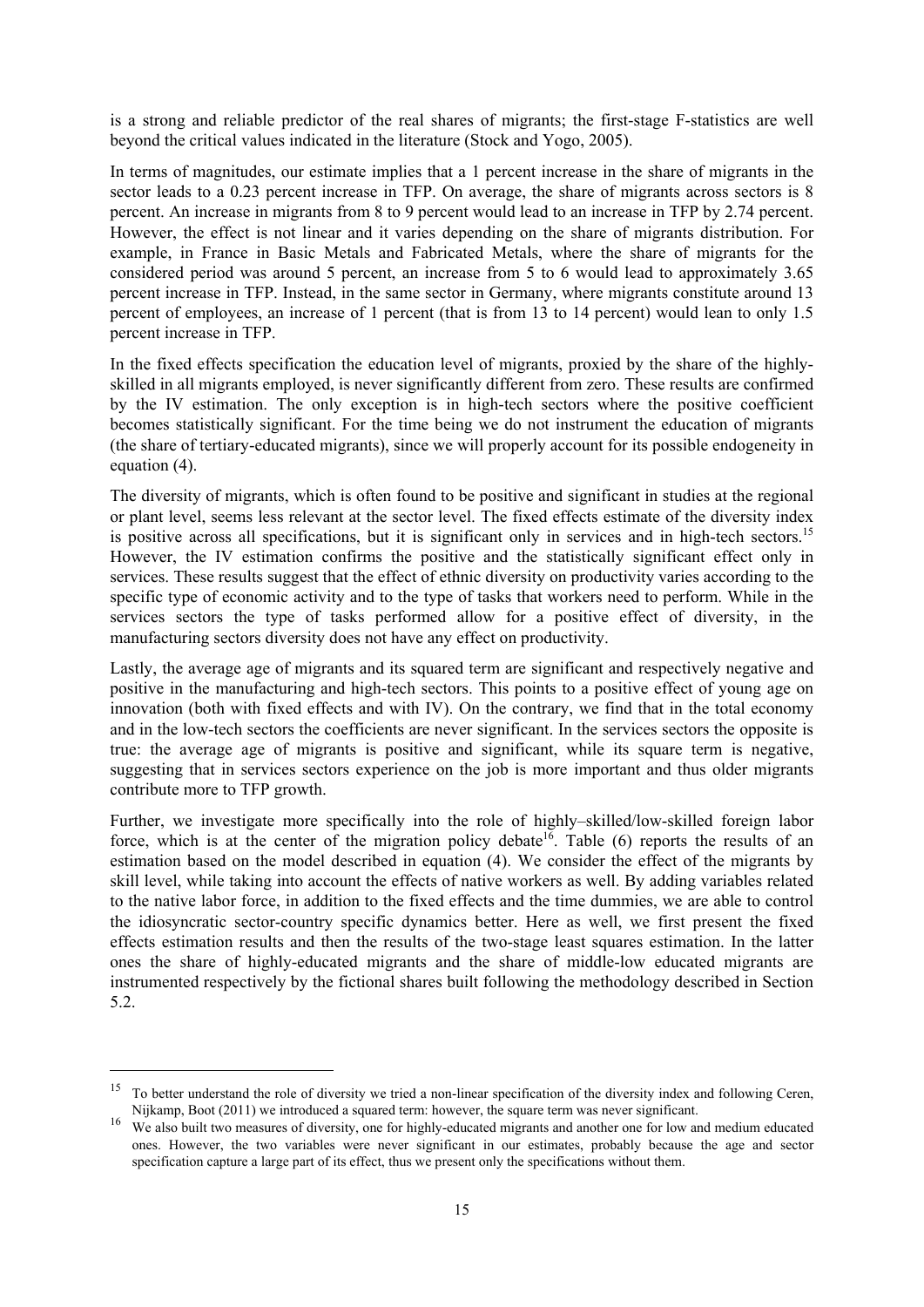is a strong and reliable predictor of the real shares of migrants; the first-stage F-statistics are well beyond the critical values indicated in the literature (Stock and Yogo, 2005).

In terms of magnitudes, our estimate implies that a 1 percent increase in the share of migrants in the sector leads to a 0.23 percent increase in TFP. On average, the share of migrants across sectors is 8 percent. An increase in migrants from 8 to 9 percent would lead to an increase in TFP by 2.74 percent. However, the effect is not linear and it varies depending on the share of migrants distribution. For example, in France in Basic Metals and Fabricated Metals, where the share of migrants for the considered period was around 5 percent, an increase from 5 to 6 would lead to approximately 3.65 percent increase in TFP. Instead, in the same sector in Germany, where migrants constitute around 13 percent of employees, an increase of 1 percent (that is from 13 to 14 percent) would lean to only 1.5 percent increase in TFP.

In the fixed effects specification the education level of migrants, proxied by the share of the highly-skilled in all migrants employed, is never significantly different from zero. These results are confirmed by the IV estimation. The only exception is in high-tech sectors where the positive coefficient becomes statistically significant. For the time being we do not instrument the education of migrants (the share of tertiary-educated migrants), since we will properly account for its possible endogeneity in equation (4).

The diversity of migrants, which is often found to be positive and significant in studies at the regional or plant level, seems less relevant at the sector level. The fixed effects estimate of the diversity index is positive across all specifications, but it is significant only in services and in high-tech sectors.[15] However, the IV estimation confirms the positive and the statistically significant effect only in services. These results suggest that the effect of ethnic diversity on productivity varies according to the specific type of economic activity and to the type of tasks that workers need to perform. While in the services sectors the type of tasks performed allow for a positive effect of diversity, in the manufacturing sectors diversity does not have any effect on productivity.

Lastly, the average age of migrants and its squared term are significant and respectively negative and positive in the manufacturing and high-tech sectors. This points to a positive effect of young age on innovation (both with fixed effects and with IV). On the contrary, we find that in the total economy and in the low-tech sectors the coefficients are never significant. In the services sectors the opposite is true: the average age of migrants is positive and significant, while its square term is negative, suggesting that in services sectors experience on the job is more important and thus older migrants contribute more to TFP growth.

Further, we investigate more specifically into the role of highly–skilled/low-skilled foreign labor force, which is at the center of the migration policy debate[16]. Table (6) reports the results of an estimation based on the model described in equation (4). We consider the effect of the migrants by skill level, while taking into account the effects of native workers as well. By adding variables related to the native labor force, in addition to the fixed effects and the time dummies, we are able to control the idiosyncratic sector-country specific dynamics better. Here as well, we first present the fixed effects estimation results and then the results of the two-stage least squares estimation. In the latter ones the share of highly-educated migrants and the share of middle-low educated migrants are instrumented respectively by the fictional shares built following the methodology described in Section 5.2.

---

[15] To better understand the role of diversity we tried a non-linear specification of the diversity index and following Ceren, Nijkamp, Boot (2011) we introduced a squared term: however, the square term was never significant.

[16] We also built two measures of diversity, one for highly-educated migrants and another one for low and medium educated ones. However, the two variables were never significant in our estimates, probably because the age and sector specification capture a large part of its effect, thus we present only the specifications without them.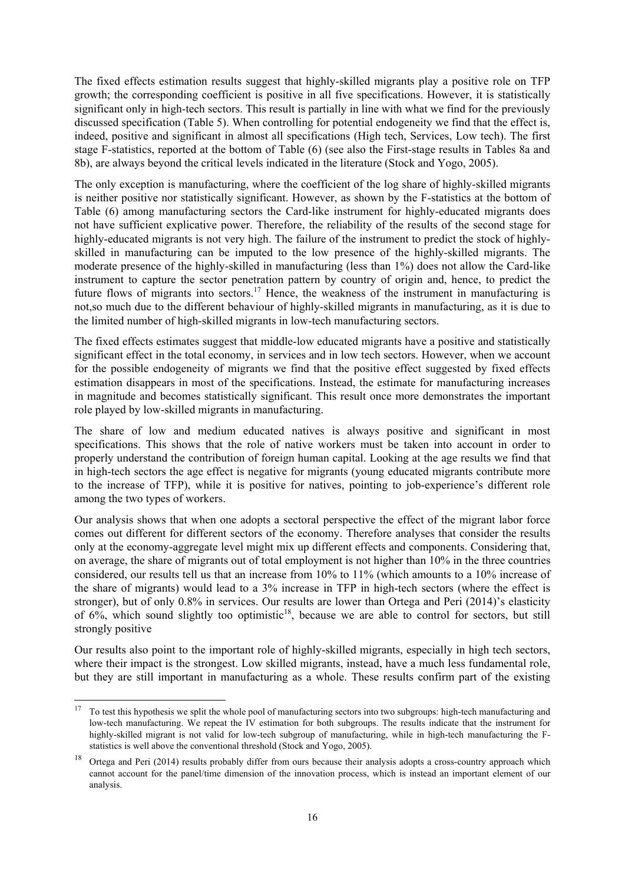The fixed effects estimation results suggest that highly-skilled migrants play a positive role on TFP growth; the corresponding coefficient is positive in all five specifications. However, it is statistically significant only in high-tech sectors. This result is partially in line with what we find for the previously discussed specification (Table 5). When controlling for potential endogeneity we find that the effect is, indeed, positive and significant in almost all specifications (High tech, Services, Low tech). The first stage F-statistics, reported at the bottom of Table (6) (see also the First-stage results in Tables 8a and 8b), are always beyond the critical levels indicated in the literature (Stock and Yogo, 2005).

The only exception is manufacturing, where the coefficient of the log share of highly-skilled migrants is neither positive nor statistically significant. However, as shown by the F-statistics at the bottom of Table (6) among manufacturing sectors the Card-like instrument for highly-educated migrants does not have sufficient explicative power. Therefore, the reliability of the results of the second stage for highly-educated migrants is not very high. The failure of the instrument to predict the stock of highly-skilled in manufacturing can be imputed to the low presence of the highly-skilled migrants. The moderate presence of the highly-skilled in manufacturing (less than 1%) does not allow the Card-like instrument to capture the sector penetration pattern by country of origin and, hence, to predict the future flows of migrants into sectors.[17] Hence, the weakness of the instrument in manufacturing is not,so much due to the different behaviour of highly-skilled migrants in manufacturing, as it is due to the limited number of high-skilled migrants in low-tech manufacturing sectors.

The fixed effects estimates suggest that middle-low educated migrants have a positive and statistically significant effect in the total economy, in services and in low tech sectors. However, when we account for the possible endogeneity of migrants we find that the positive effect suggested by fixed effects estimation disappears in most of the specifications. Instead, the estimate for manufacturing increases in magnitude and becomes statistically significant. This result once more demonstrates the important role played by low-skilled migrants in manufacturing.

The share of low and medium educated natives is always positive and significant in most specifications. This shows that the role of native workers must be taken into account in order to properly understand the contribution of foreign human capital. Looking at the age results we find that in high-tech sectors the age effect is negative for migrants (young educated migrants contribute more to the increase of TFP), while it is positive for natives, pointing to job-experience's different role among the two types of workers.

Our analysis shows that when one adopts a sectoral perspective the effect of the migrant labor force comes out different for different sectors of the economy. Therefore analyses that consider the results only at the economy-aggregate level might mix up different effects and components. Considering that, on average, the share of migrants out of total employment is not higher than 10% in the three countries considered, our results tell us that an increase from 10% to 11% (which amounts to a 10% increase of the share of migrants) would lead to a 3% increase in TFP in high-tech sectors (where the effect is stronger), but of only 0.8% in services. Our results are lower than Ortega and Peri (2014)'s elasticity of 6%, which sound slightly too optimistic[18], because we are able to control for sectors, but still strongly positive

Our results also point to the important role of highly-skilled migrants, especially in high tech sectors, where their impact is the strongest. Low skilled migrants, instead, have a much less fundamental role, but they are still important in manufacturing as a whole. These results confirm part of the existing

[17] To test this hypothesis we split the whole pool of manufacturing sectors into two subgroups: high-tech manufacturing and low-tech manufacturing. We repeat the IV estimation for both subgroups. The results indicate that the instrument for highly-skilled migrant is not valid for low-tech subgroup of manufacturing, while in high-tech manufacturing the F-statistics is well above the conventional threshold (Stock and Yogo, 2005).

[18] Ortega and Peri (2014) results probably differ from ours because their analysis adopts a cross-country approach which cannot account for the panel/time dimension of the innovation process, which is instead an important element of our analysis.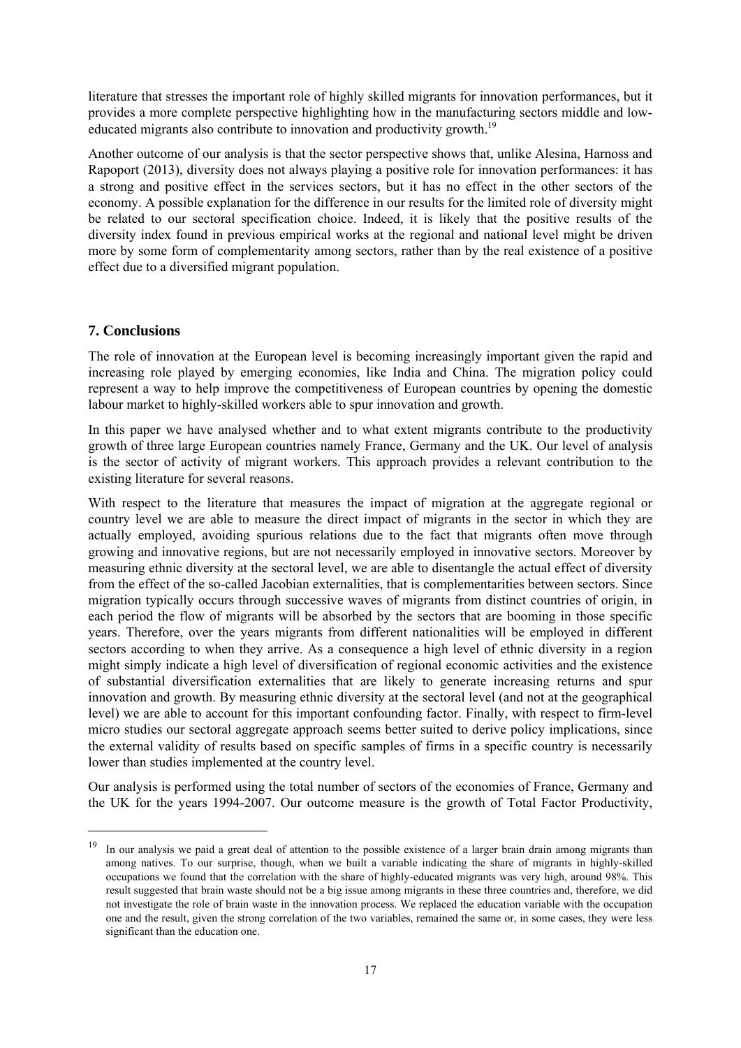literature that stresses the important role of highly skilled migrants for innovation performances, but it provides a more complete perspective highlighting how in the manufacturing sectors middle and low-educated migrants also contribute to innovation and productivity growth.[19]

Another outcome of our analysis is that the sector perspective shows that, unlike Alesina, Harnoss and Rapoport (2013), diversity does not always playing a positive role for innovation performances: it has a strong and positive effect in the services sectors, but it has no effect in the other sectors of the economy. A possible explanation for the difference in our results for the limited role of diversity might be related to our sectoral specification choice. Indeed, it is likely that the positive results of the diversity index found in previous empirical works at the regional and national level might be driven more by some form of complementarity among sectors, rather than by the real existence of a positive effect due to a diversified migrant population.

## 7. Conclusions

The role of innovation at the European level is becoming increasingly important given the rapid and increasing role played by emerging economies, like India and China. The migration policy could represent a way to help improve the competitiveness of European countries by opening the domestic labour market to highly-skilled workers able to spur innovation and growth.

In this paper we have analysed whether and to what extent migrants contribute to the productivity growth of three large European countries namely France, Germany and the UK. Our level of analysis is the sector of activity of migrant workers. This approach provides a relevant contribution to the existing literature for several reasons.

With respect to the literature that measures the impact of migration at the aggregate regional or country level we are able to measure the direct impact of migrants in the sector in which they are actually employed, avoiding spurious relations due to the fact that migrants often move through growing and innovative regions, but are not necessarily employed in innovative sectors. Moreover by measuring ethnic diversity at the sectoral level, we are able to disentangle the actual effect of diversity from the effect of the so-called Jacobian externalities, that is complementarities between sectors. Since migration typically occurs through successive waves of migrants from distinct countries of origin, in each period the flow of migrants will be absorbed by the sectors that are booming in those specific years. Therefore, over the years migrants from different nationalities will be employed in different sectors according to when they arrive. As a consequence a high level of ethnic diversity in a region might simply indicate a high level of diversification of regional economic activities and the existence of substantial diversification externalities that are likely to generate increasing returns and spur innovation and growth. By measuring ethnic diversity at the sectoral level (and not at the geographical level) we are able to account for this important confounding factor. Finally, with respect to firm-level micro studies our sectoral aggregate approach seems better suited to derive policy implications, since the external validity of results based on specific samples of firms in a specific country is necessarily lower than studies implemented at the country level.

Our analysis is performed using the total number of sectors of the economies of France, Germany and the UK for the years 1994-2007. Our outcome measure is the growth of Total Factor Productivity,

---

[19] In our analysis we paid a great deal of attention to the possible existence of a larger brain drain among migrants than among natives. To our surprise, though, when we built a variable indicating the share of migrants in highly-skilled occupations we found that the correlation with the share of highly-educated migrants was very high, around 98%. This result suggested that brain waste should not be a big issue among migrants in these three countries and, therefore, we did not investigate the role of brain waste in the innovation process. We replaced the education variable with the occupation one and the result, given the strong correlation of the two variables, remained the same or, in some cases, they were less significant than the education one.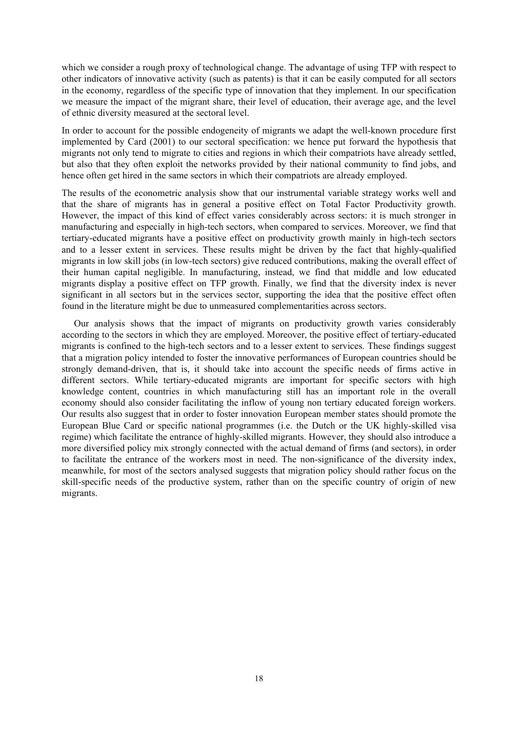which we consider a rough proxy of technological change. The advantage of using TFP with respect to other indicators of innovative activity (such as patents) is that it can be easily computed for all sectors in the economy, regardless of the specific type of innovation that they implement. In our specification we measure the impact of the migrant share, their level of education, their average age, and the level of ethnic diversity measured at the sectoral level.

In order to account for the possible endogeneity of migrants we adapt the well-known procedure first implemented by Card (2001) to our sectoral specification: we hence put forward the hypothesis that migrants not only tend to migrate to cities and regions in which their compatriots have already settled, but also that they often exploit the networks provided by their national community to find jobs, and hence often get hired in the same sectors in which their compatriots are already employed.

The results of the econometric analysis show that our instrumental variable strategy works well and that the share of migrants has in general a positive effect on Total Factor Productivity growth. However, the impact of this kind of effect varies considerably across sectors: it is much stronger in manufacturing and especially in high-tech sectors, when compared to services. Moreover, we find that tertiary-educated migrants have a positive effect on productivity growth mainly in high-tech sectors and to a lesser extent in services. These results might be driven by the fact that highly-qualified migrants in low skill jobs (in low-tech sectors) give reduced contributions, making the overall effect of their human capital negligible. In manufacturing, instead, we find that middle and low educated migrants display a positive effect on TFP growth. Finally, we find that the diversity index is never significant in all sectors but in the services sector, supporting the idea that the positive effect often found in the literature might be due to unmeasured complementarities across sectors.

Our analysis shows that the impact of migrants on productivity growth varies considerably according to the sectors in which they are employed. Moreover, the positive effect of tertiary-educated migrants is confined to the high-tech sectors and to a lesser extent to services. These findings suggest that a migration policy intended to foster the innovative performances of European countries should be strongly demand-driven, that is, it should take into account the specific needs of firms active in different sectors. While tertiary-educated migrants are important for specific sectors with high knowledge content, countries in which manufacturing still has an important role in the overall economy should also consider facilitating the inflow of young non tertiary educated foreign workers. Our results also suggest that in order to foster innovation European member states should promote the European Blue Card or specific national programmes (i.e. the Dutch or the UK highly-skilled visa regime) which facilitate the entrance of highly-skilled migrants. However, they should also introduce a more diversified policy mix strongly connected with the actual demand of firms (and sectors), in order to facilitate the entrance of the workers most in need. The non-significance of the diversity index, meanwhile, for most of the sectors analysed suggests that migration policy should rather focus on the skill-specific needs of the productive system, rather than on the specific country of origin of new migrants.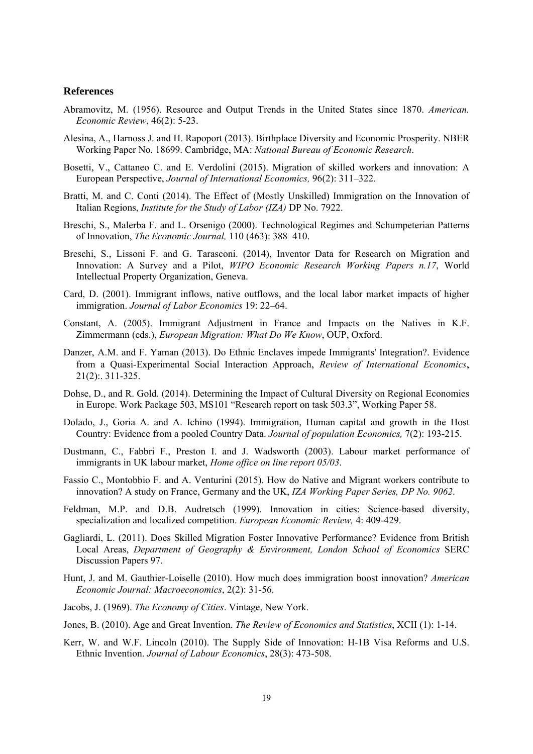## References

Abramovitz, M. (1956). Resource and Output Trends in the United States since 1870. *American. Economic Review*, 46(2): 5-23.

Alesina, A., Harnoss J. and H. Rapoport (2013). Birthplace Diversity and Economic Prosperity. NBER Working Paper No. 18699. Cambridge, MA: *National Bureau of Economic Research*.

Bosetti, V., Cattaneo C. and E. Verdolini (2015). Migration of skilled workers and innovation: A European Perspective, *Journal of International Economics,* 96(2): 311–322.

Bratti, M. and C. Conti (2014). The Effect of (Mostly Unskilled) Immigration on the Innovation of Italian Regions, *Institute for the Study of Labor (IZA)* DP No. 7922.

Breschi, S., Malerba F. and L. Orsenigo (2000). Technological Regimes and Schumpeterian Patterns of Innovation, *The Economic Journal,* 110 (463): 388–410.

Breschi, S., Lissoni F. and G. Tarasconi. (2014), Inventor Data for Research on Migration and Innovation: A Survey and a Pilot, *WIPO Economic Research Working Papers n.17*, World Intellectual Property Organization, Geneva.

Card, D. (2001). Immigrant inflows, native outflows, and the local labor market impacts of higher immigration. *Journal of Labor Economics* 19: 22–64.

Constant, A. (2005). Immigrant Adjustment in France and Impacts on the Natives in K.F. Zimmermann (eds.), *European Migration: What Do We Know*, OUP, Oxford.

Danzer, A.M. and F. Yaman (2013). Do Ethnic Enclaves impede Immigrants' Integration?. Evidence from a Quasi-Experimental Social Interaction Approach, *Review of International Economics*, 21(2):. 311-325.

Dohse, D., and R. Gold. (2014). Determining the Impact of Cultural Diversity on Regional Economies in Europe. Work Package 503, MS101 "Research report on task 503.3", Working Paper 58.

Dolado, J., Goria A. and A. Ichino (1994). Immigration, Human capital and growth in the Host Country: Evidence from a pooled Country Data. *Journal of population Economics,* 7(2): 193-215.

Dustmann, C., Fabbri F., Preston I. and J. Wadsworth (2003). Labour market performance of immigrants in UK labour market, *Home office on line report 05/03*.

Fassio C., Montobbio F. and A. Venturini (2015). How do Native and Migrant workers contribute to innovation? A study on France, Germany and the UK, *IZA Working Paper Series, DP No. 9062*.

Feldman, M.P. and D.B. Audretsch (1999). Innovation in cities: Science-based diversity, specialization and localized competition. *European Economic Review,* 4: 409-429.

Gagliardi, L. (2011). Does Skilled Migration Foster Innovative Performance? Evidence from British Local Areas, *Department of Geography & Environment, London School of Economics* SERC Discussion Papers 97.

Hunt, J. and M. Gauthier-Loiselle (2010). How much does immigration boost innovation? *American Economic Journal: Macroeconomics*, 2(2): 31-56.

Jacobs, J. (1969). *The Economy of Cities*. Vintage, New York.

Jones, B. (2010). Age and Great Invention. *The Review of Economics and Statistics*, XCII (1): 1-14.

Kerr, W. and W.F. Lincoln (2010). The Supply Side of Innovation: H-1B Visa Reforms and U.S. Ethnic Invention. *Journal of Labour Economics*, 28(3): 473-508.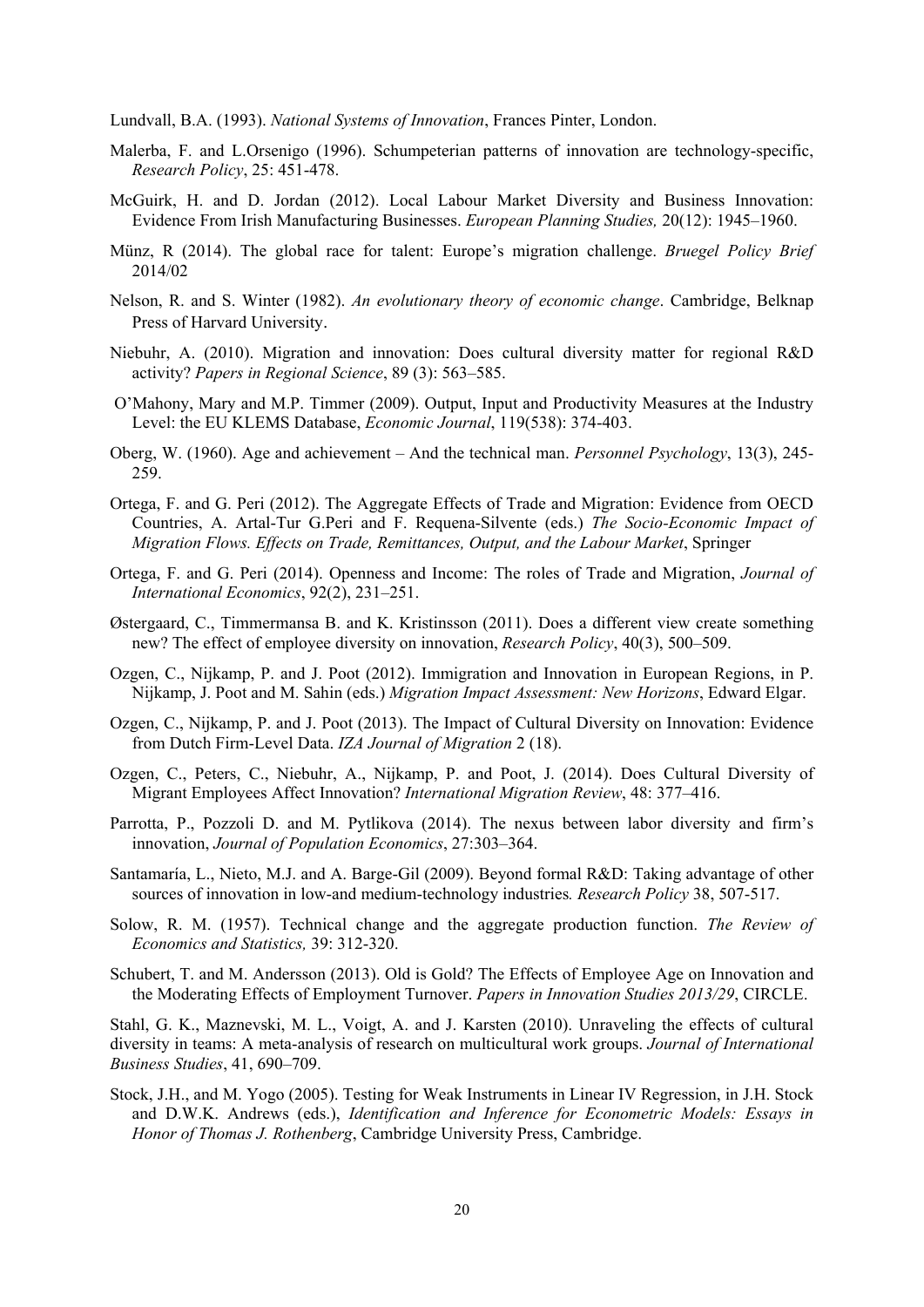Lundvall, B.A. (1993). *National Systems of Innovation*, Frances Pinter, London.

Malerba, F. and L.Orsenigo (1996). Schumpeterian patterns of innovation are technology-specific, *Research Policy*, 25: 451-478.

McGuirk, H. and D. Jordan (2012). Local Labour Market Diversity and Business Innovation: Evidence From Irish Manufacturing Businesses. *European Planning Studies,* 20(12): 1945–1960.

Münz, R (2014). The global race for talent: Europe's migration challenge. *Bruegel Policy Brief* 2014/02

Nelson, R. and S. Winter (1982). *An evolutionary theory of economic change*. Cambridge, Belknap Press of Harvard University.

Niebuhr, A. (2010). Migration and innovation: Does cultural diversity matter for regional R&D activity? *Papers in Regional Science*, 89 (3): 563–585.

O'Mahony, Mary and M.P. Timmer (2009). Output, Input and Productivity Measures at the Industry Level: the EU KLEMS Database, *Economic Journal*, 119(538): 374-403.

Oberg, W. (1960). Age and achievement – And the technical man. *Personnel Psychology*, 13(3), 245-259.

Ortega, F. and G. Peri (2012). The Aggregate Effects of Trade and Migration: Evidence from OECD Countries, A. Artal-Tur G.Peri and F. Requena-Silvente (eds.) *The Socio-Economic Impact of Migration Flows. Effects on Trade, Remittances, Output, and the Labour Market*, Springer

Ortega, F. and G. Peri (2014). Openness and Income: The roles of Trade and Migration, *Journal of International Economics*, 92(2), 231–251.

Østergaard, C., Timmermansa B. and K. Kristinsson (2011). Does a different view create something new? The effect of employee diversity on innovation, *Research Policy*, 40(3), 500–509.

Ozgen, C., Nijkamp, P. and J. Poot (2012). Immigration and Innovation in European Regions, in P. Nijkamp, J. Poot and M. Sahin (eds.) *Migration Impact Assessment: New Horizons*, Edward Elgar.

Ozgen, C., Nijkamp, P. and J. Poot (2013). The Impact of Cultural Diversity on Innovation: Evidence from Dutch Firm-Level Data. *IZA Journal of Migration* 2 (18).

Ozgen, C., Peters, C., Niebuhr, A., Nijkamp, P. and Poot, J. (2014). Does Cultural Diversity of Migrant Employees Affect Innovation? *International Migration Review*, 48: 377–416.

Parrotta, P., Pozzoli D. and M. Pytlikova (2014). The nexus between labor diversity and firm's innovation, *Journal of Population Economics*, 27:303–364.

Santamaría, L., Nieto, M.J. and A. Barge-Gil (2009). Beyond formal R&D: Taking advantage of other sources of innovation in low-and medium-technology industries*. Research Policy* 38, 507-517.

Solow, R. M. (1957). Technical change and the aggregate production function. *The Review of Economics and Statistics,* 39: 312-320.

Schubert, T. and M. Andersson (2013). Old is Gold? The Effects of Employee Age on Innovation and the Moderating Effects of Employment Turnover. *Papers in Innovation Studies 2013/29*, CIRCLE.

Stahl, G. K., Maznevski, M. L., Voigt, A. and J. Karsten (2010). Unraveling the effects of cultural diversity in teams: A meta-analysis of research on multicultural work groups. *Journal of International Business Studies*, 41, 690–709.

Stock, J.H., and M. Yogo (2005). Testing for Weak Instruments in Linear IV Regression, in J.H. Stock and D.W.K. Andrews (eds.), *Identification and Inference for Econometric Models: Essays in Honor of Thomas J. Rothenberg*, Cambridge University Press, Cambridge.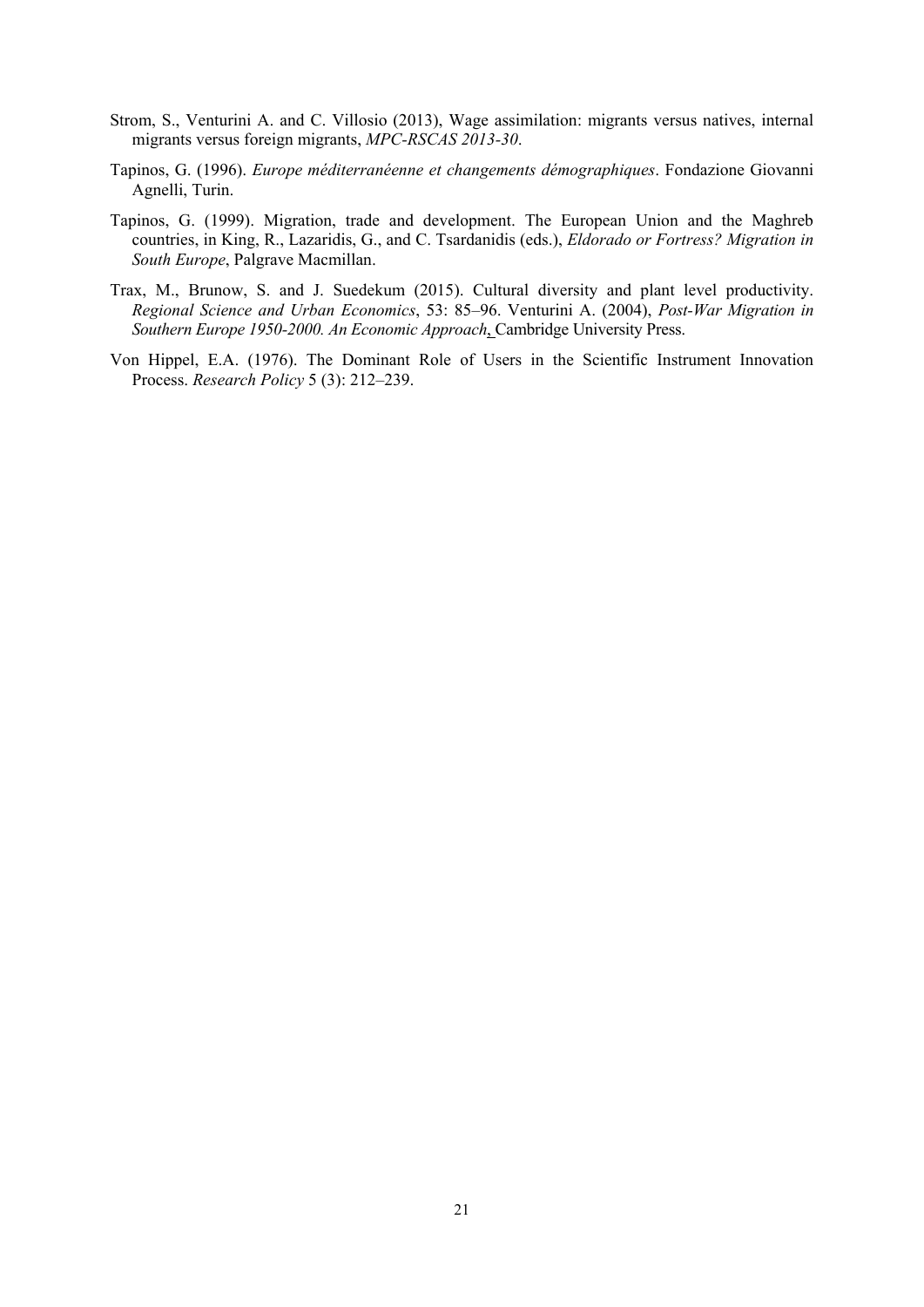Strom, S., Venturini A. and C. Villosio (2013), Wage assimilation: migrants versus natives, internal migrants versus foreign migrants, *MPC-RSCAS 2013-30*.

Tapinos, G. (1996). *Europe méditerranéenne et changements démographiques*. Fondazione Giovanni Agnelli, Turin.

Tapinos, G. (1999). Migration, trade and development. The European Union and the Maghreb countries, in King, R., Lazaridis, G., and C. Tsardanidis (eds.), *Eldorado or Fortress? Migration in South Europe*, Palgrave Macmillan.

Trax, M., Brunow, S. and J. Suedekum (2015). Cultural diversity and plant level productivity. *Regional Science and Urban Economics*, 53: 85–96. Venturini A. (2004), *Post-War Migration in Southern Europe 1950-2000. An Economic Approach*, Cambridge University Press.

Von Hippel, E.A. (1976). The Dominant Role of Users in the Scientific Instrument Innovation Process. *Research Policy* 5 (3): 212–239.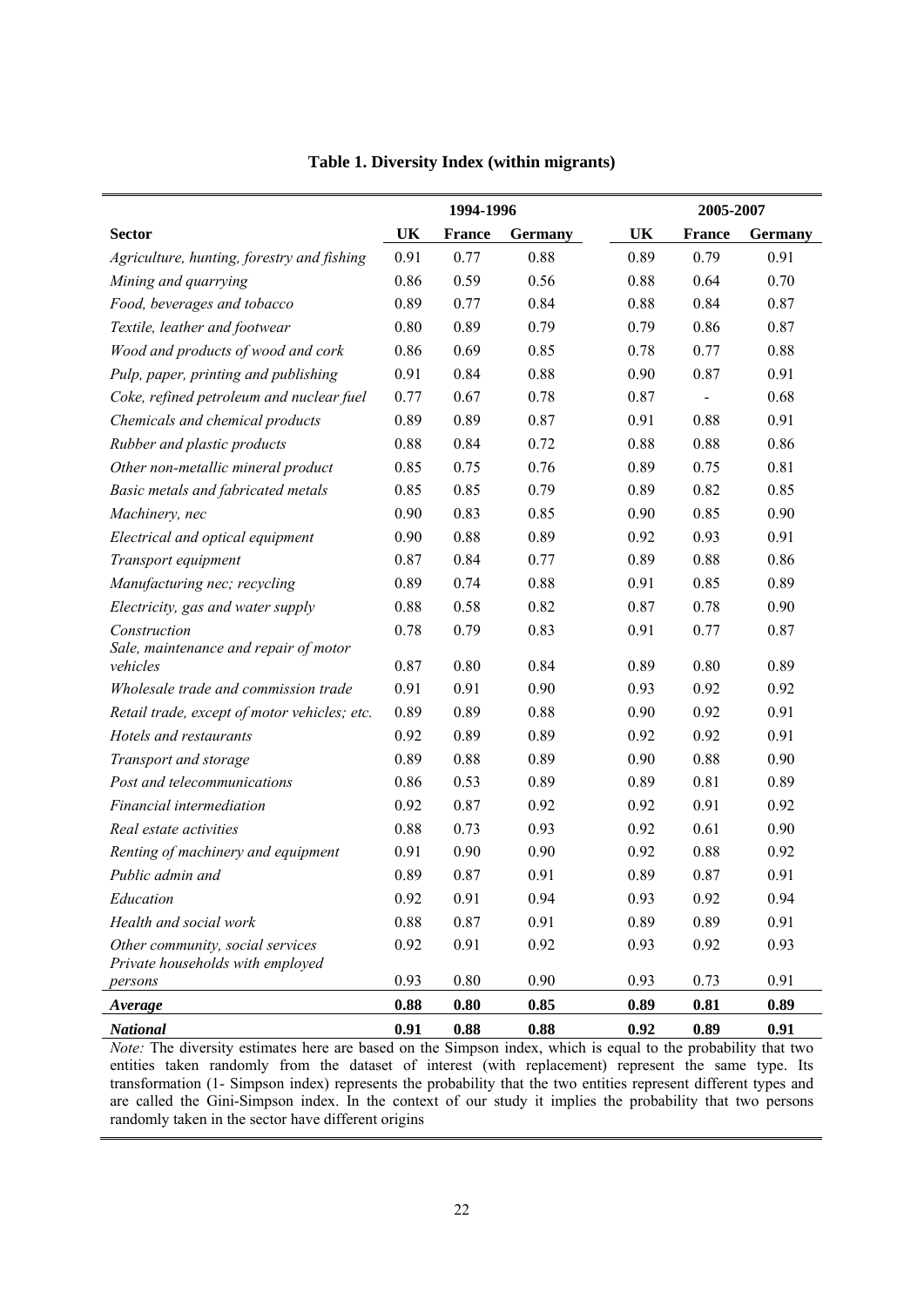**Table 1. Diversity Index (within migrants)**

| | 1994-1996 | | | 2005-2007 | | |
|---|---|---|---|---|---|---|
| **Sector** | **UK** | **France** | **Germany** | **UK** | **France** | **Germany** |
| *Agriculture, hunting, forestry and fishing* | 0.91 | 0.77 | 0.88 | 0.89 | 0.79 | 0.91 |
| *Mining and quarrying* | 0.86 | 0.59 | 0.56 | 0.88 | 0.64 | 0.70 |
| *Food, beverages and tobacco* | 0.89 | 0.77 | 0.84 | 0.88 | 0.84 | 0.87 |
| *Textile, leather and footwear* | 0.80 | 0.89 | 0.79 | 0.79 | 0.86 | 0.87 |
| *Wood and products of wood and cork* | 0.86 | 0.69 | 0.85 | 0.78 | 0.77 | 0.88 |
| *Pulp, paper, printing and publishing* | 0.91 | 0.84 | 0.88 | 0.90 | 0.87 | 0.91 |
| *Coke, refined petroleum and nuclear fuel* | 0.77 | 0.67 | 0.78 | 0.87 | - | 0.68 |
| *Chemicals and chemical products* | 0.89 | 0.89 | 0.87 | 0.91 | 0.88 | 0.91 |
| *Rubber and plastic products* | 0.88 | 0.84 | 0.72 | 0.88 | 0.88 | 0.86 |
| *Other non-metallic mineral product* | 0.85 | 0.75 | 0.76 | 0.89 | 0.75 | 0.81 |
| *Basic metals and fabricated metals* | 0.85 | 0.85 | 0.79 | 0.89 | 0.82 | 0.85 |
| *Machinery, nec* | 0.90 | 0.83 | 0.85 | 0.90 | 0.85 | 0.90 |
| *Electrical and optical equipment* | 0.90 | 0.88 | 0.89 | 0.92 | 0.93 | 0.91 |
| *Transport equipment* | 0.87 | 0.84 | 0.77 | 0.89 | 0.88 | 0.86 |
| *Manufacturing nec; recycling* | 0.89 | 0.74 | 0.88 | 0.91 | 0.85 | 0.89 |
| *Electricity, gas and water supply* | 0.88 | 0.58 | 0.82 | 0.87 | 0.78 | 0.90 |
| *Construction* | 0.78 | 0.79 | 0.83 | 0.91 | 0.77 | 0.87 |
| *Sale, maintenance and repair of motor vehicles* | 0.87 | 0.80 | 0.84 | 0.89 | 0.80 | 0.89 |
| *Wholesale trade and commission trade* | 0.91 | 0.91 | 0.90 | 0.93 | 0.92 | 0.92 |
| *Retail trade, except of motor vehicles; etc.* | 0.89 | 0.89 | 0.88 | 0.90 | 0.92 | 0.91 |
| *Hotels and restaurants* | 0.92 | 0.89 | 0.89 | 0.92 | 0.92 | 0.91 |
| *Transport and storage* | 0.89 | 0.88 | 0.89 | 0.90 | 0.88 | 0.90 |
| *Post and telecommunications* | 0.86 | 0.53 | 0.89 | 0.89 | 0.81 | 0.89 |
| *Financial intermediation* | 0.92 | 0.87 | 0.92 | 0.92 | 0.91 | 0.92 |
| *Real estate activities* | 0.88 | 0.73 | 0.93 | 0.92 | 0.61 | 0.90 |
| *Renting of machinery and equipment* | 0.91 | 0.90 | 0.90 | 0.92 | 0.88 | 0.92 |
| *Public admin and* | 0.89 | 0.87 | 0.91 | 0.89 | 0.87 | 0.91 |
| *Education* | 0.92 | 0.91 | 0.94 | 0.93 | 0.92 | 0.94 |
| *Health and social work* | 0.88 | 0.87 | 0.91 | 0.89 | 0.89 | 0.91 |
| *Other community, social services* | 0.92 | 0.91 | 0.92 | 0.93 | 0.92 | 0.93 |
| *Private households with employed persons* | 0.93 | 0.80 | 0.90 | 0.93 | 0.73 | 0.91 |
| ***Average*** | **0.88** | **0.80** | **0.85** | **0.89** | **0.81** | **0.89** |
| ***National*** | **0.91** | **0.88** | **0.88** | **0.92** | **0.89** | **0.91** |

*Note:* The diversity estimates here are based on the Simpson index, which is equal to the probability that two entities taken randomly from the dataset of interest (with replacement) represent the same type. Its transformation (1- Simpson index) represents the probability that the two entities represent different types and are called the Gini-Simpson index. In the context of our study it implies the probability that two persons randomly taken in the sector have different origins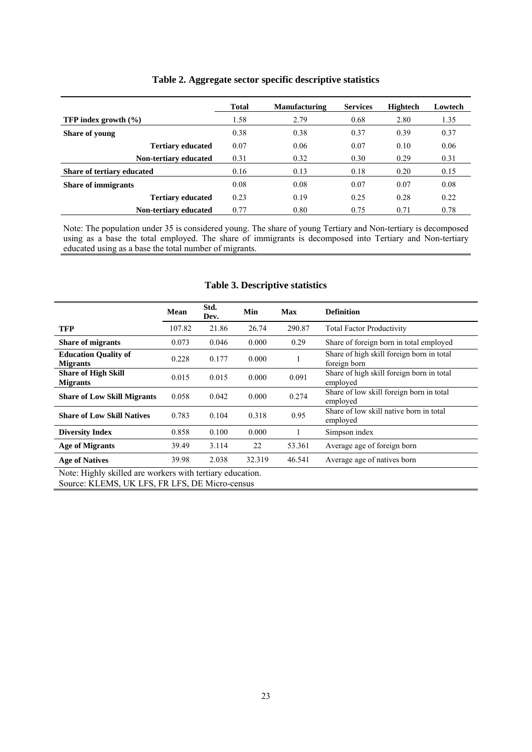## Table 2. Aggregate sector specific descriptive statistics

| | Total | Manufacturing | Services | Hightech | Lowtech |
|---|---|---|---|---|---|
| **TFP index growth (%)** | 1.58 | 2.79 | 0.68 | 2.80 | 1.35 |
| **Share of young** | 0.38 | 0.38 | 0.37 | 0.39 | 0.37 |
| **Tertiary educated** | 0.07 | 0.06 | 0.07 | 0.10 | 0.06 |
| **Non-tertiary educated** | 0.31 | 0.32 | 0.30 | 0.29 | 0.31 |
| **Share of tertiary educated** | 0.16 | 0.13 | 0.18 | 0.20 | 0.15 |
| **Share of immigrants** | 0.08 | 0.08 | 0.07 | 0.07 | 0.08 |
| **Tertiary educated** | 0.23 | 0.19 | 0.25 | 0.28 | 0.22 |
| **Non-tertiary educated** | 0.77 | 0.80 | 0.75 | 0.71 | 0.78 |

Note: The population under 35 is considered young. The share of young Tertiary and Non-tertiary is decomposed using as a base the total employed. The share of immigrants is decomposed into Tertiary and Non-tertiary educated using as a base the total number of migrants.

## Table 3. Descriptive statistics

| | Mean | Std. Dev. | Min | Max | Definition |
|---|---|---|---|---|---|
| **TFP** | 107.82 | 21.86 | 26.74 | 290.87 | Total Factor Productivity |
| **Share of migrants** | 0.073 | 0.046 | 0.000 | 0.29 | Share of foreign born in total employed |
| **Education Quality of Migrants** | 0.228 | 0.177 | 0.000 | 1 | Share of high skill foreign born in total foreign born |
| **Share of High Skill Migrants** | 0.015 | 0.015 | 0.000 | 0.091 | Share of high skill foreign born in total employed |
| **Share of Low Skill Migrants** | 0.058 | 0.042 | 0.000 | 0.274 | Share of low skill foreign born in total employed |
| **Share of Low Skill Natives** | 0.783 | 0.104 | 0.318 | 0.95 | Share of low skill native born in total employed |
| **Diversity Index** | 0.858 | 0.100 | 0.000 | 1 | Simpson index |
| **Age of Migrants** | 39.49 | 3.114 | 22 | 53.361 | Average age of foreign born |
| **Age of Natives** | 39.98 | 2.038 | 32.319 | 46.541 | Average age of natives born |

Note: Highly skilled are workers with tertiary education.
Source: KLEMS, UK LFS, FR LFS, DE Micro-census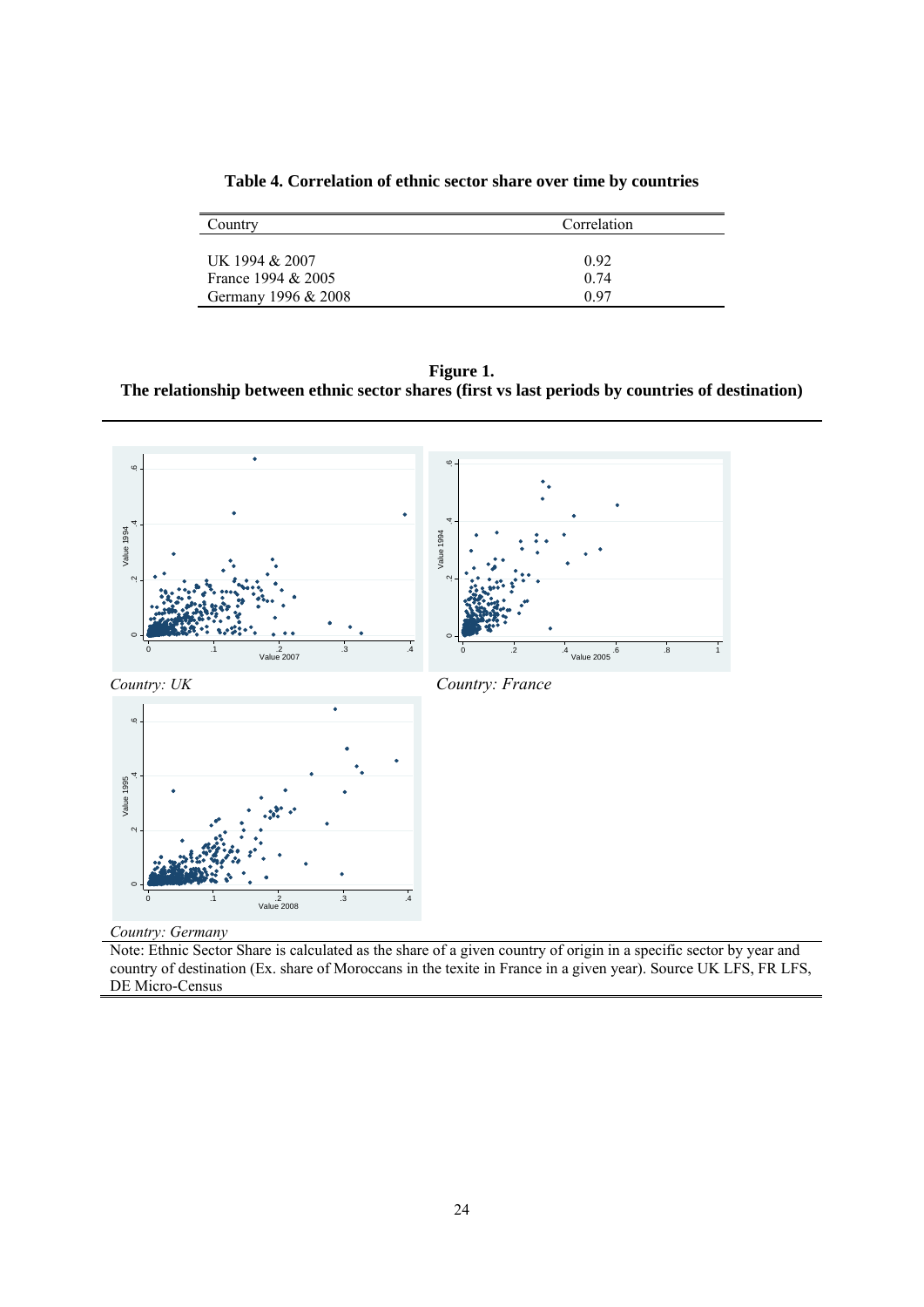**Table 4. Correlation of ethnic sector share over time by countries**

| Country | Correlation |
|---|---|
| UK 1994 & 2007 | 0.92 |
| France 1994 & 2005 | 0.74 |
| Germany 1996 & 2008 | 0.97 |

**Figure 1.**
**The relationship between ethnic sector shares (first vs last periods by countries of destination)**

*Country: UK*

*Country: France*

*Country: Germany*

Note: Ethnic Sector Share is calculated as the share of a given country of origin in a specific sector by year and country of destination (Ex. share of Moroccans in the texite in France in a given year). Source UK LFS, FR LFS, DE Micro-Census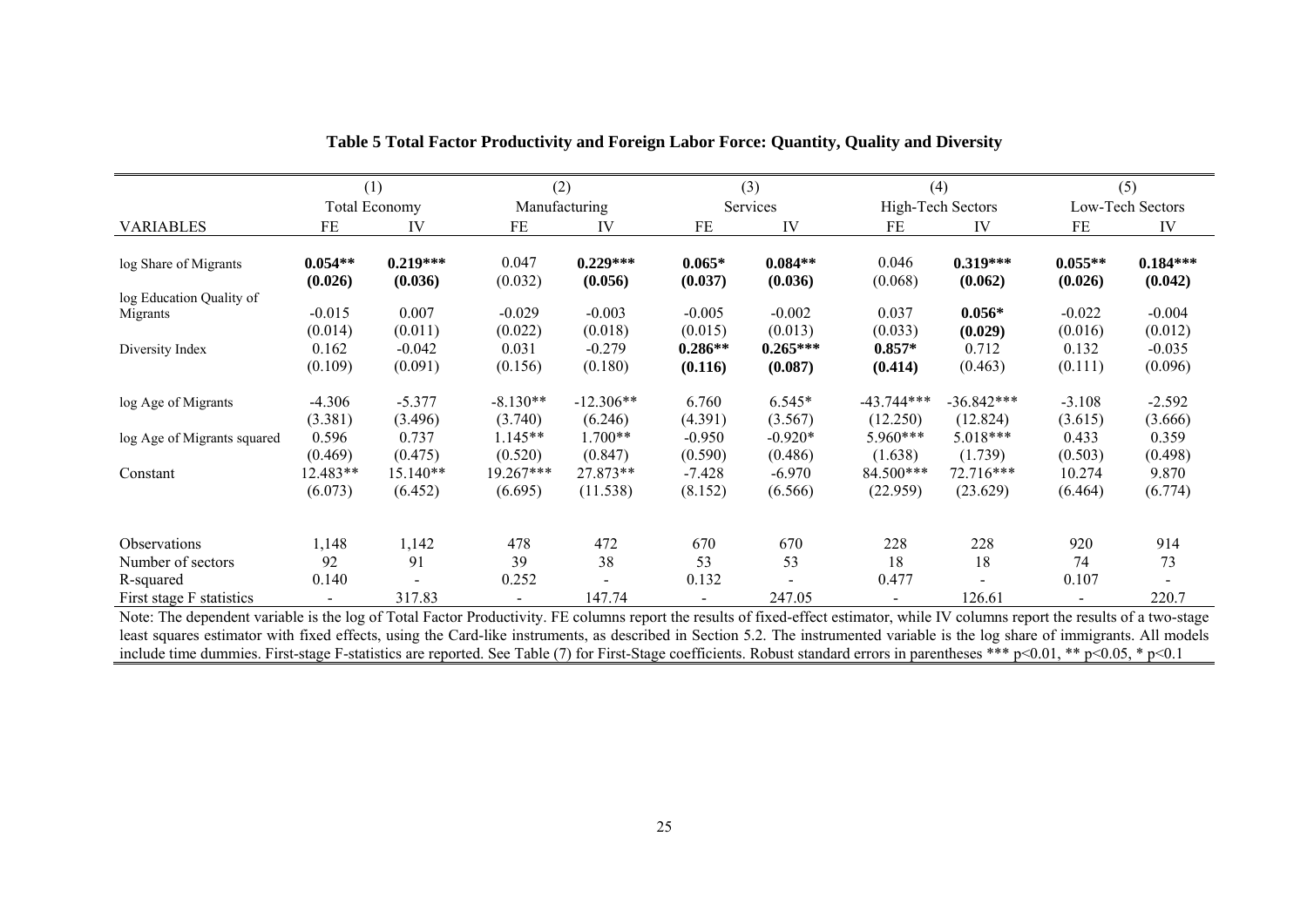**Table 5 Total Factor Productivity and Foreign Labor Force: Quantity, Quality and Diversity**

| | (1) | | (2) | | (3) | | (4) | | (5) | |
|---|---|---|---|---|---|---|---|---|---|---|
| | Total Economy | | Manufacturing | | Services | | High-Tech Sectors | | Low-Tech Sectors | |
| VARIABLES | FE | IV | FE | IV | FE | IV | FE | IV | FE | IV |
| log Share of Migrants | **0.054**** | **0.219***** | 0.047 | **0.229***** | **0.065*** | **0.084**** | 0.046 | **0.319***** | **0.055**** | **0.184***** |
| | **(0.026)** | **(0.036)** | (0.032) | **(0.056)** | **(0.037)** | **(0.036)** | (0.068) | **(0.062)** | **(0.026)** | **(0.042)** |
| log Education Quality of Migrants | -0.015 | 0.007 | -0.029 | -0.003 | -0.005 | -0.002 | 0.037 | **0.056*** | -0.022 | -0.004 |
| | (0.014) | (0.011) | (0.022) | (0.018) | (0.015) | (0.013) | (0.033) | **(0.029)** | (0.016) | (0.012) |
| Diversity Index | 0.162 | -0.042 | 0.031 | -0.279 | **0.286**** | **0.265***** | **0.857*** | 0.712 | 0.132 | -0.035 |
| | (0.109) | (0.091) | (0.156) | (0.180) | **(0.116)** | **(0.087)** | **(0.414)** | (0.463) | (0.111) | (0.096) |
| log Age of Migrants | -4.306 | -5.377 | -8.130** | -12.306** | 6.760 | 6.545* | -43.744*** | -36.842*** | -3.108 | -2.592 |
| | (3.381) | (3.496) | (3.740) | (6.246) | (4.391) | (3.567) | (12.250) | (12.824) | (3.615) | (3.666) |
| log Age of Migrants squared | 0.596 | 0.737 | 1.145** | 1.700** | -0.950 | -0.920* | 5.960*** | 5.018*** | 0.433 | 0.359 |
| | (0.469) | (0.475) | (0.520) | (0.847) | (0.590) | (0.486) | (1.638) | (1.739) | (0.503) | (0.498) |
| Constant | 12.483** | 15.140** | 19.267*** | 27.873** | -7.428 | -6.970 | 84.500*** | 72.716*** | 10.274 | 9.870 |
| | (6.073) | (6.452) | (6.695) | (11.538) | (8.152) | (6.566) | (22.959) | (23.629) | (6.464) | (6.774) |
| Observations | 1,148 | 1,142 | 478 | 472 | 670 | 670 | 228 | 228 | 920 | 914 |
| Number of sectors | 92 | 91 | 39 | 38 | 53 | 53 | 18 | 18 | 74 | 73 |
| R-squared | 0.140 | - | 0.252 | - | 0.132 | - | 0.477 | - | 0.107 | - |
| First stage F statistics | - | 317.83 | - | 147.74 | - | 247.05 | - | 126.61 | - | 220.7 |

Note: The dependent variable is the log of Total Factor Productivity. FE columns report the results of fixed-effect estimator, while IV columns report the results of a two-stage least squares estimator with fixed effects, using the Card-like instruments, as described in Section 5.2. The instrumented variable is the log share of immigrants. All models include time dummies. First-stage F-statistics are reported. See Table (7) for First-Stage coefficients. Robust standard errors in parentheses *** p<0.01, ** p<0.05, * p<0.1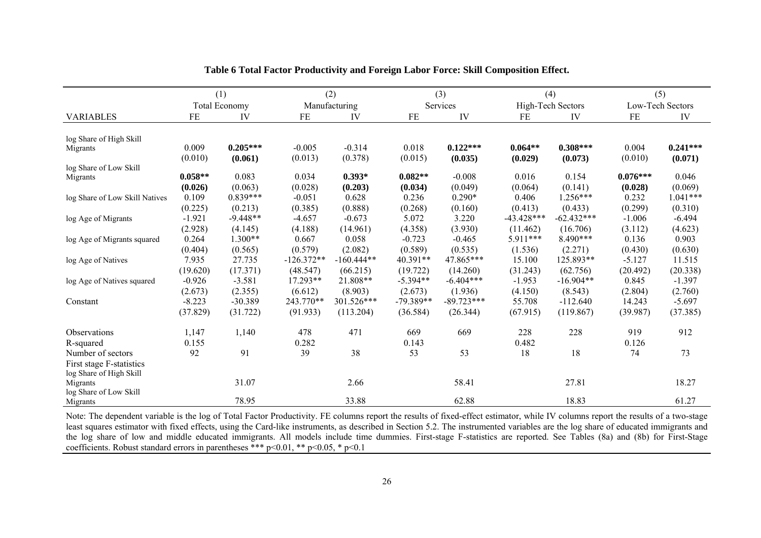**Table 6 Total Factor Productivity and Foreign Labor Force: Skill Composition Effect.**

| | (1) | | (2) | | (3) | | (4) | | (5) | |
|---|---|---|---|---|---|---|---|---|---|---|
| | Total Economy | | Manufacturing | | Services | | High-Tech Sectors | | Low-Tech Sectors | |
| VARIABLES | FE | IV | FE | IV | FE | IV | FE | IV | FE | IV |
| log Share of High Skill Migrants | 0.009 | **0.205*** ** | -0.005 | -0.314 | 0.018 | **0.122*** ** | **0.064** ** | **0.308*** ** | 0.004 | **0.241*** ** |
| | (0.010) | **(0.061)** | (0.013) | (0.378) | (0.015) | **(0.035)** | **(0.029)** | **(0.073)** | (0.010) | **(0.071)** |
| log Share of Low Skill Migrants | **0.058** ** | 0.083 | 0.034 | **0.393*** | **0.082** ** | -0.008 | 0.016 | 0.154 | **0.076*** ** | 0.046 |
| | **(0.026)** | (0.063) | (0.028) | **(0.203)** | **(0.034)** | (0.049) | (0.064) | (0.141) | **(0.028)** | (0.069) |
| log Share of Low Skill Natives | 0.109 | 0.839*** | -0.051 | 0.628 | 0.236 | 0.290* | 0.406 | 1.256*** | 0.232 | 1.041*** |
| | (0.225) | (0.213) | (0.385) | (0.888) | (0.268) | (0.160) | (0.413) | (0.433) | (0.299) | (0.310) |
| log Age of Migrants | -1.921 | -9.448** | -4.657 | -0.673 | 5.072 | 3.220 | -43.428*** | -62.432*** | -1.006 | -6.494 |
| | (2.928) | (4.145) | (4.188) | (14.961) | (4.358) | (3.930) | (11.462) | (16.706) | (3.112) | (4.623) |
| log Age of Migrants squared | 0.264 | 1.300** | 0.667 | 0.058 | -0.723 | -0.465 | 5.911*** | 8.490*** | 0.136 | 0.903 |
| | (0.404) | (0.565) | (0.579) | (2.082) | (0.589) | (0.535) | (1.536) | (2.271) | (0.430) | (0.630) |
| log Age of Natives | 7.935 | 27.735 | -126.372** | -160.444** | 40.391** | 47.865*** | 15.100 | 125.893** | -5.127 | 11.515 |
| | (19.620) | (17.371) | (48.547) | (66.215) | (19.722) | (14.260) | (31.243) | (62.756) | (20.492) | (20.338) |
| log Age of Natives squared | -0.926 | -3.581 | 17.293** | 21.808** | -5.394** | -6.404*** | -1.953 | -16.904** | 0.845 | -1.397 |
| | (2.673) | (2.355) | (6.612) | (8.903) | (2.673) | (1.936) | (4.150) | (8.543) | (2.804) | (2.760) |
| Constant | -8.223 | -30.389 | 243.770** | 301.526*** | -79.389** | -89.723*** | 55.708 | -112.640 | 14.243 | -5.697 |
| | (37.829) | (31.722) | (91.933) | (113.204) | (36.584) | (26.344) | (67.915) | (119.867) | (39.987) | (37.385) |
| Observations | 1,147 | 1,140 | 478 | 471 | 669 | 669 | 228 | 228 | 919 | 912 |
| R-squared | 0.155 | | 0.282 | | 0.143 | | 0.482 | | 0.126 | |
| Number of sectors | 92 | 91 | 39 | 38 | 53 | 53 | 18 | 18 | 74 | 73 |
| First stage F-statistics | | | | | | | | | | |
| log Share of High Skill Migrants | | 31.07 | | 2.66 | | 58.41 | | 27.81 | | 18.27 |
| log Share of Low Skill Migrants | | 78.95 | | 33.88 | | 62.88 | | 18.83 | | 61.27 |

Note: The dependent variable is the log of Total Factor Productivity. FE columns report the results of fixed-effect estimator, while IV columns report the results of a two-stage least squares estimator with fixed effects, using the Card-like instruments, as described in Section 5.2. The instrumented variables are the log share of educated immigrants and the log share of low and middle educated immigrants. All models include time dummies. First-stage F-statistics are reported. See Tables (8a) and (8b) for First-Stage coefficients. Robust standard errors in parentheses *** $p<0.01$, ** $p<0.05$, * $p<0.1$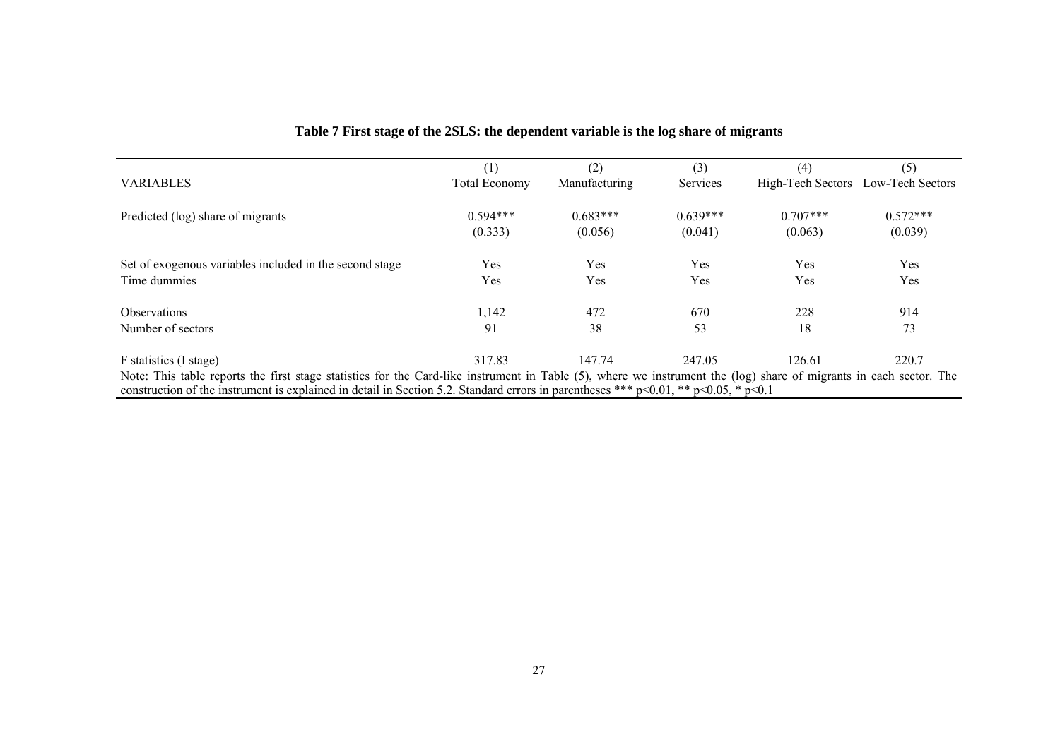**Table 7 First stage of the 2SLS: the dependent variable is the log share of migrants**

| VARIABLES | (1)<br>Total Economy | (2)<br>Manufacturing | (3)<br>Services | (4)<br>High-Tech Sectors | (5)<br>Low-Tech Sectors |
|---|---|---|---|---|---|
| Predicted (log) share of migrants | 0.594***<br>(0.333) | 0.683***<br>(0.056) | 0.639***<br>(0.041) | 0.707***<br>(0.063) | 0.572***<br>(0.039) |
| Set of exogenous variables included in the second stage | Yes | Yes | Yes | Yes | Yes |
| Time dummies | Yes | Yes | Yes | Yes | Yes |
| Observations | 1,142 | 472 | 670 | 228 | 914 |
| Number of sectors | 91 | 38 | 53 | 18 | 73 |
| F statistics (I stage) | 317.83 | 147.74 | 247.05 | 126.61 | 220.7 |

Note: This table reports the first stage statistics for the Card-like instrument in Table (5), where we instrument the (log) share of migrants in each sector. The construction of the instrument is explained in detail in Section 5.2. Standard errors in parentheses *** $p<0.01$, ** $p<0.05$, * $p<0.1$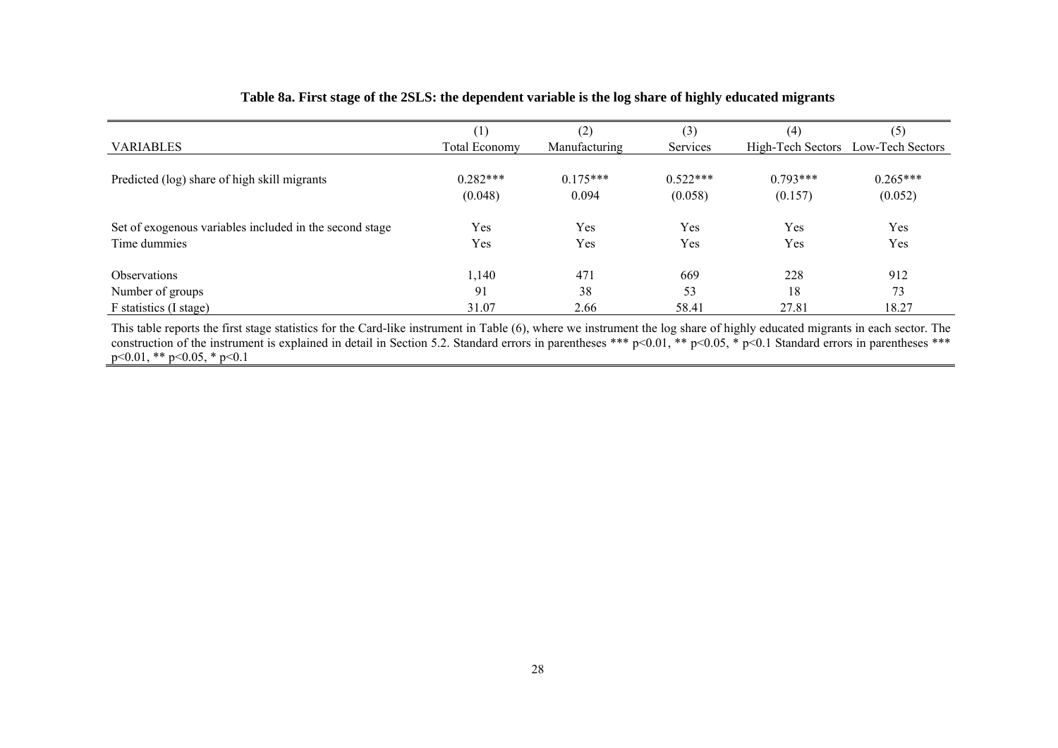**Table 8a. First stage of the 2SLS: the dependent variable is the log share of highly educated migrants**

| VARIABLES | (1)<br>Total Economy | (2)<br>Manufacturing | (3)<br>Services | (4)<br>High-Tech Sectors | (5)<br>Low-Tech Sectors |
|---|---|---|---|---|---|
| Predicted (log) share of high skill migrants | 0.282*** | 0.175*** | 0.522*** | 0.793*** | 0.265*** |
| | (0.048) | 0.094 | (0.058) | (0.157) | (0.052) |
| Set of exogenous variables included in the second stage | Yes | Yes | Yes | Yes | Yes |
| Time dummies | Yes | Yes | Yes | Yes | Yes |
| Observations | 1,140 | 471 | 669 | 228 | 912 |
| Number of groups | 91 | 38 | 53 | 18 | 73 |
| F statistics (I stage) | 31.07 | 2.66 | 58.41 | 27.81 | 18.27 |

This table reports the first stage statistics for the Card-like instrument in Table (6), where we instrument the log share of highly educated migrants in each sector. The construction of the instrument is explained in detail in Section 5.2. Standard errors in parentheses *** p<0.01, ** p<0.05, * p<0.1 Standard errors in parentheses *** p<0.01, ** p<0.05, * p<0.1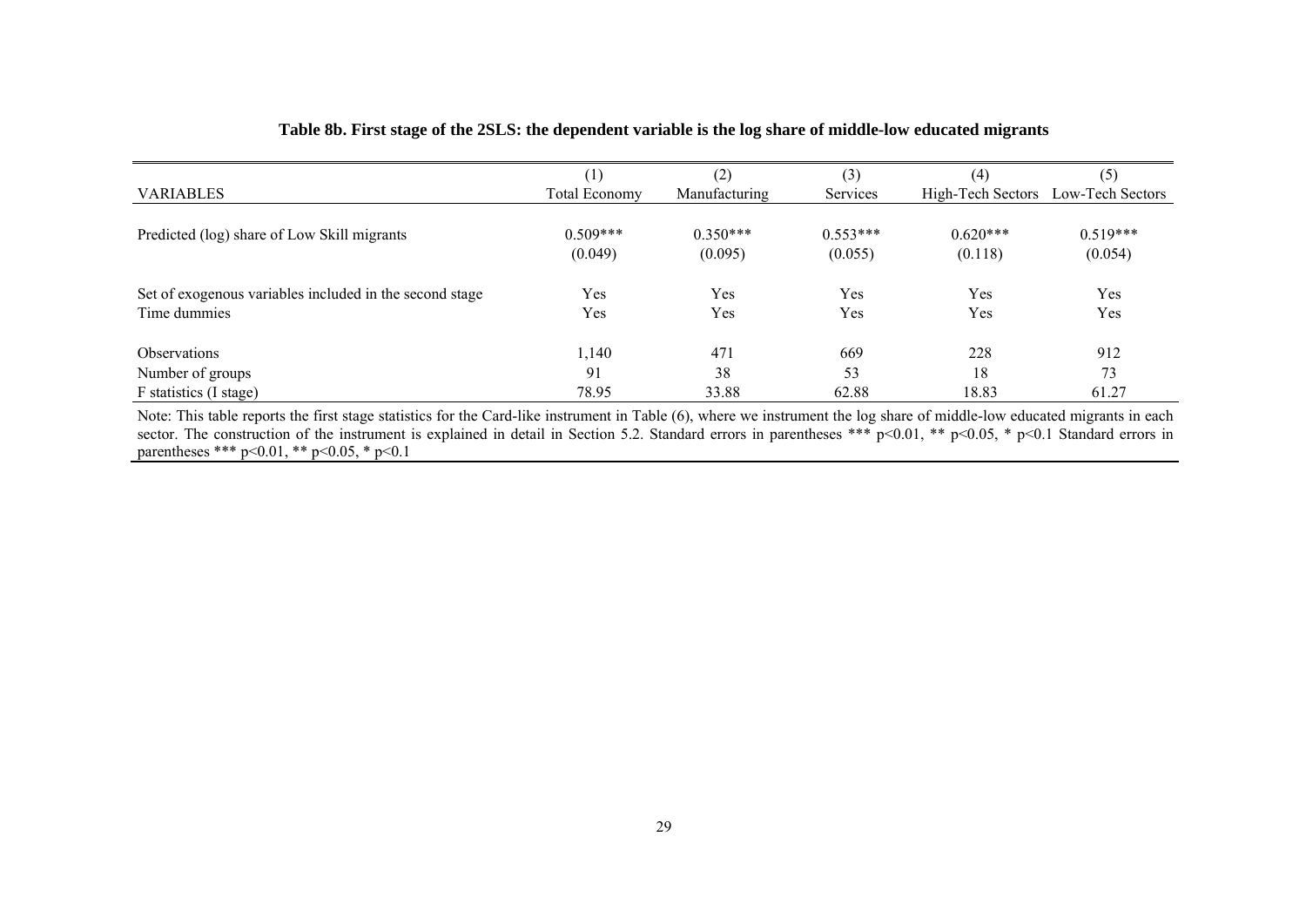**Table 8b. First stage of the 2SLS: the dependent variable is the log share of middle-low educated migrants**

| | (1) | (2) | (3) | (4) | (5) |
|---|---|---|---|---|---|
| VARIABLES | Total Economy | Manufacturing | Services | High-Tech Sectors | Low-Tech Sectors |
| Predicted (log) share of Low Skill migrants | 0.509*** | 0.350*** | 0.553*** | 0.620*** | 0.519*** |
| | (0.049) | (0.095) | (0.055) | (0.118) | (0.054) |
| Set of exogenous variables included in the second stage | Yes | Yes | Yes | Yes | Yes |
| Time dummies | Yes | Yes | Yes | Yes | Yes |
| Observations | 1,140 | 471 | 669 | 228 | 912 |
| Number of groups | 91 | 38 | 53 | 18 | 73 |
| F statistics (I stage) | 78.95 | 33.88 | 62.88 | 18.83 | 61.27 |

Note: This table reports the first stage statistics for the Card-like instrument in Table (6), where we instrument the log share of middle-low educated migrants in each sector. The construction of the instrument is explained in detail in Section 5.2. Standard errors in parentheses *** $p<0.01$, ** $p<0.05$, * $p<0.1$ Standard errors in parentheses *** $p<0.01$, ** $p<0.05$, * $p<0.1$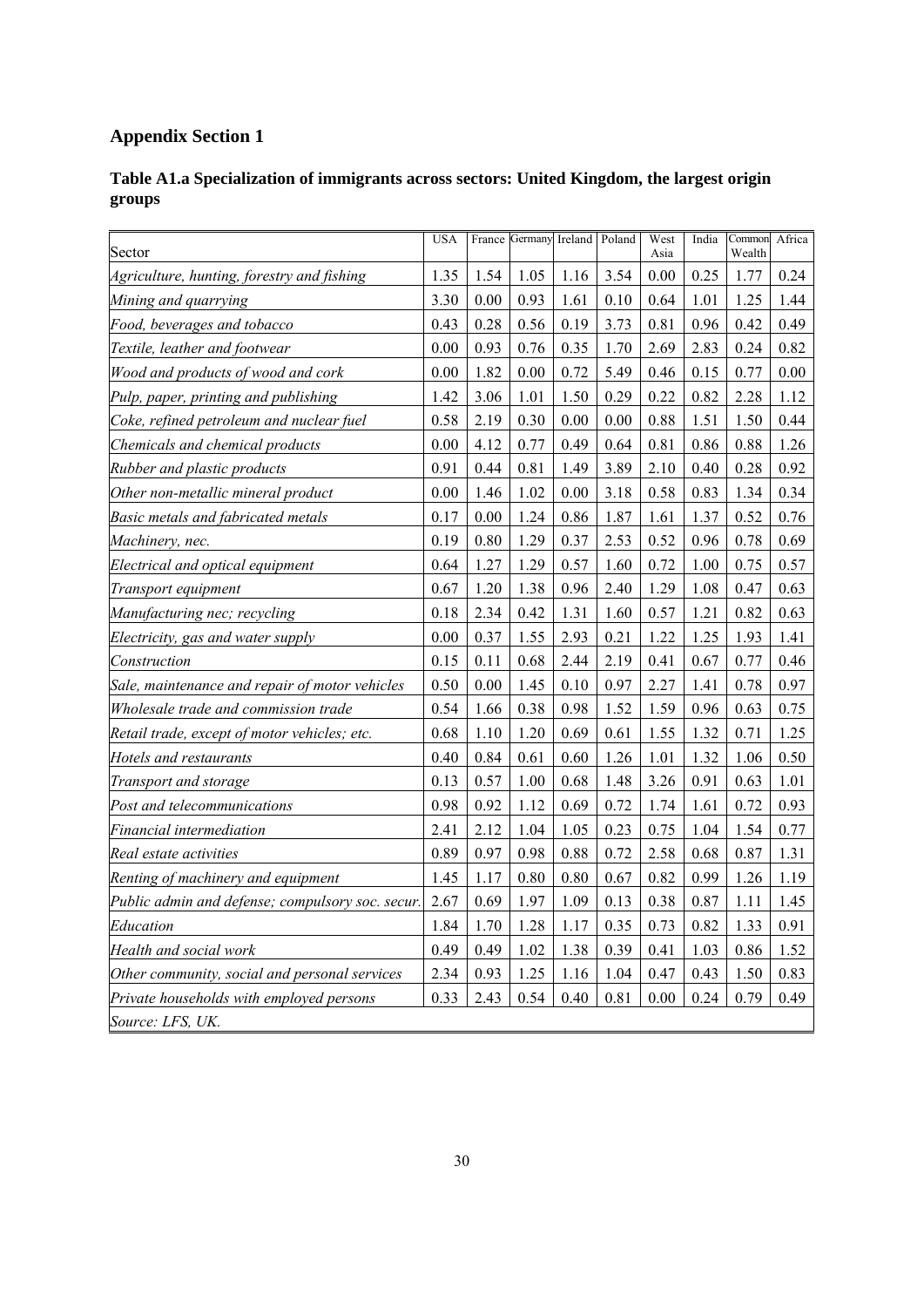## Appendix Section 1

### Table A1.a Specialization of immigrants across sectors: United Kingdom, the largest origin groups

| Sector | USA | France | Germany | Ireland | Poland | West Asia | India | Common Wealth | Africa |
|---|---|---|---|---|---|---|---|---|---|
| *Agriculture, hunting, forestry and fishing* | 1.35 | 1.54 | 1.05 | 1.16 | 3.54 | 0.00 | 0.25 | 1.77 | 0.24 |
| *Mining and quarrying* | 3.30 | 0.00 | 0.93 | 1.61 | 0.10 | 0.64 | 1.01 | 1.25 | 1.44 |
| *Food, beverages and tobacco* | 0.43 | 0.28 | 0.56 | 0.19 | 3.73 | 0.81 | 0.96 | 0.42 | 0.49 |
| *Textile, leather and footwear* | 0.00 | 0.93 | 0.76 | 0.35 | 1.70 | 2.69 | 2.83 | 0.24 | 0.82 |
| *Wood and products of wood and cork* | 0.00 | 1.82 | 0.00 | 0.72 | 5.49 | 0.46 | 0.15 | 0.77 | 0.00 |
| *Pulp, paper, printing and publishing* | 1.42 | 3.06 | 1.01 | 1.50 | 0.29 | 0.22 | 0.82 | 2.28 | 1.12 |
| *Coke, refined petroleum and nuclear fuel* | 0.58 | 2.19 | 0.30 | 0.00 | 0.00 | 0.88 | 1.51 | 1.50 | 0.44 |
| *Chemicals and chemical products* | 0.00 | 4.12 | 0.77 | 0.49 | 0.64 | 0.81 | 0.86 | 0.88 | 1.26 |
| *Rubber and plastic products* | 0.91 | 0.44 | 0.81 | 1.49 | 3.89 | 2.10 | 0.40 | 0.28 | 0.92 |
| *Other non-metallic mineral product* | 0.00 | 1.46 | 1.02 | 0.00 | 3.18 | 0.58 | 0.83 | 1.34 | 0.34 |
| *Basic metals and fabricated metals* | 0.17 | 0.00 | 1.24 | 0.86 | 1.87 | 1.61 | 1.37 | 0.52 | 0.76 |
| *Machinery, nec.* | 0.19 | 0.80 | 1.29 | 0.37 | 2.53 | 0.52 | 0.96 | 0.78 | 0.69 |
| *Electrical and optical equipment* | 0.64 | 1.27 | 1.29 | 0.57 | 1.60 | 0.72 | 1.00 | 0.75 | 0.57 |
| *Transport equipment* | 0.67 | 1.20 | 1.38 | 0.96 | 2.40 | 1.29 | 1.08 | 0.47 | 0.63 |
| *Manufacturing nec; recycling* | 0.18 | 2.34 | 0.42 | 1.31 | 1.60 | 0.57 | 1.21 | 0.82 | 0.63 |
| *Electricity, gas and water supply* | 0.00 | 0.37 | 1.55 | 2.93 | 0.21 | 1.22 | 1.25 | 1.93 | 1.41 |
| *Construction* | 0.15 | 0.11 | 0.68 | 2.44 | 2.19 | 0.41 | 0.67 | 0.77 | 0.46 |
| *Sale, maintenance and repair of motor vehicles* | 0.50 | 0.00 | 1.45 | 0.10 | 0.97 | 2.27 | 1.41 | 0.78 | 0.97 |
| *Wholesale trade and commission trade* | 0.54 | 1.66 | 0.38 | 0.98 | 1.52 | 1.59 | 0.96 | 0.63 | 0.75 |
| *Retail trade, except of motor vehicles; etc.* | 0.68 | 1.10 | 1.20 | 0.69 | 0.61 | 1.55 | 1.32 | 0.71 | 1.25 |
| *Hotels and restaurants* | 0.40 | 0.84 | 0.61 | 0.60 | 1.26 | 1.01 | 1.32 | 1.06 | 0.50 |
| *Transport and storage* | 0.13 | 0.57 | 1.00 | 0.68 | 1.48 | 3.26 | 0.91 | 0.63 | 1.01 |
| *Post and telecommunications* | 0.98 | 0.92 | 1.12 | 0.69 | 0.72 | 1.74 | 1.61 | 0.72 | 0.93 |
| *Financial intermediation* | 2.41 | 2.12 | 1.04 | 1.05 | 0.23 | 0.75 | 1.04 | 1.54 | 0.77 |
| *Real estate activities* | 0.89 | 0.97 | 0.98 | 0.88 | 0.72 | 2.58 | 0.68 | 0.87 | 1.31 |
| *Renting of machinery and equipment* | 1.45 | 1.17 | 0.80 | 0.80 | 0.67 | 0.82 | 0.99 | 1.26 | 1.19 |
| *Public admin and defense; compulsory soc. secur.* | 2.67 | 0.69 | 1.97 | 1.09 | 0.13 | 0.38 | 0.87 | 1.11 | 1.45 |
| *Education* | 1.84 | 1.70 | 1.28 | 1.17 | 0.35 | 0.73 | 0.82 | 1.33 | 0.91 |
| *Health and social work* | 0.49 | 0.49 | 1.02 | 1.38 | 0.39 | 0.41 | 1.03 | 0.86 | 1.52 |
| *Other community, social and personal services* | 2.34 | 0.93 | 1.25 | 1.16 | 1.04 | 0.47 | 0.43 | 1.50 | 0.83 |
| *Private households with employed persons* | 0.33 | 2.43 | 0.54 | 0.40 | 0.81 | 0.00 | 0.24 | 0.79 | 0.49 |

*Source: LFS, UK.*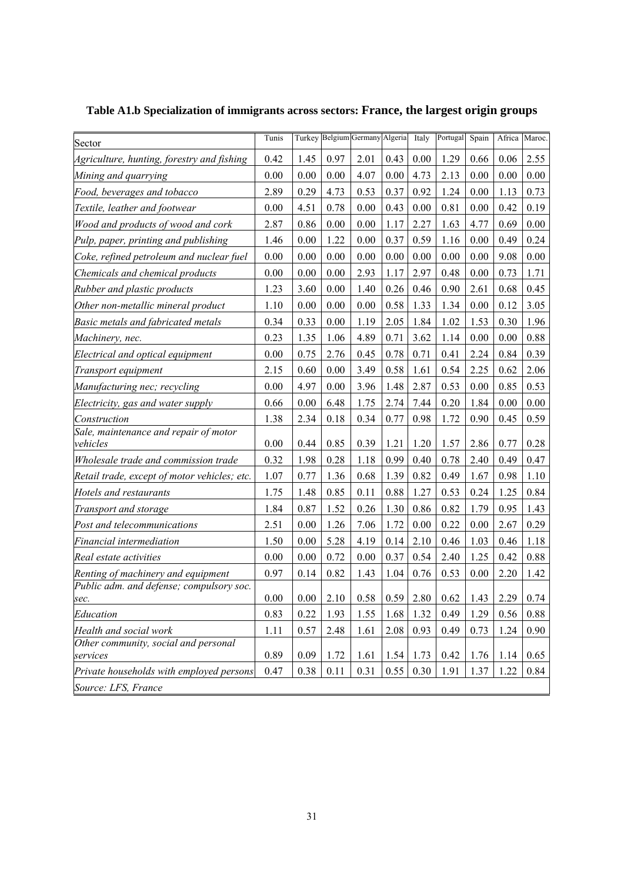**Table A1.b Specialization of immigrants across sectors: France, the largest origin groups**

| Sector | Tunis | Turkey | Belgium | Germany | Algeria | Italy | Portugal | Spain | Africa | Maroc. |
|---|---|---|---|---|---|---|---|---|---|---|
| *Agriculture, hunting, forestry and fishing* | 0.42 | 1.45 | 0.97 | 2.01 | 0.43 | 0.00 | 1.29 | 0.66 | 0.06 | 2.55 |
| *Mining and quarrying* | 0.00 | 0.00 | 0.00 | 4.07 | 0.00 | 4.73 | 2.13 | 0.00 | 0.00 | 0.00 |
| *Food, beverages and tobacco* | 2.89 | 0.29 | 4.73 | 0.53 | 0.37 | 0.92 | 1.24 | 0.00 | 1.13 | 0.73 |
| *Textile, leather and footwear* | 0.00 | 4.51 | 0.78 | 0.00 | 0.43 | 0.00 | 0.81 | 0.00 | 0.42 | 0.19 |
| *Wood and products of wood and cork* | 2.87 | 0.86 | 0.00 | 0.00 | 1.17 | 2.27 | 1.63 | 4.77 | 0.69 | 0.00 |
| *Pulp, paper, printing and publishing* | 1.46 | 0.00 | 1.22 | 0.00 | 0.37 | 0.59 | 1.16 | 0.00 | 0.49 | 0.24 |
| *Coke, refined petroleum and nuclear fuel* | 0.00 | 0.00 | 0.00 | 0.00 | 0.00 | 0.00 | 0.00 | 0.00 | 9.08 | 0.00 |
| *Chemicals and chemical products* | 0.00 | 0.00 | 0.00 | 2.93 | 1.17 | 2.97 | 0.48 | 0.00 | 0.73 | 1.71 |
| *Rubber and plastic products* | 1.23 | 3.60 | 0.00 | 1.40 | 0.26 | 0.46 | 0.90 | 2.61 | 0.68 | 0.45 |
| *Other non-metallic mineral product* | 1.10 | 0.00 | 0.00 | 0.00 | 0.58 | 1.33 | 1.34 | 0.00 | 0.12 | 3.05 |
| *Basic metals and fabricated metals* | 0.34 | 0.33 | 0.00 | 1.19 | 2.05 | 1.84 | 1.02 | 1.53 | 0.30 | 1.96 |
| *Machinery, nec.* | 0.23 | 1.35 | 1.06 | 4.89 | 0.71 | 3.62 | 1.14 | 0.00 | 0.00 | 0.88 |
| *Electrical and optical equipment* | 0.00 | 0.75 | 2.76 | 0.45 | 0.78 | 0.71 | 0.41 | 2.24 | 0.84 | 0.39 |
| *Transport equipment* | 2.15 | 0.60 | 0.00 | 3.49 | 0.58 | 1.61 | 0.54 | 2.25 | 0.62 | 2.06 |
| *Manufacturing nec; recycling* | 0.00 | 4.97 | 0.00 | 3.96 | 1.48 | 2.87 | 0.53 | 0.00 | 0.85 | 0.53 |
| *Electricity, gas and water supply* | 0.66 | 0.00 | 6.48 | 1.75 | 2.74 | 7.44 | 0.20 | 1.84 | 0.00 | 0.00 |
| *Construction* | 1.38 | 2.34 | 0.18 | 0.34 | 0.77 | 0.98 | 1.72 | 0.90 | 0.45 | 0.59 |
| *Sale, maintenance and repair of motor vehicles* | 0.00 | 0.44 | 0.85 | 0.39 | 1.21 | 1.20 | 1.57 | 2.86 | 0.77 | 0.28 |
| *Wholesale trade and commission trade* | 0.32 | 1.98 | 0.28 | 1.18 | 0.99 | 0.40 | 0.78 | 2.40 | 0.49 | 0.47 |
| *Retail trade, except of motor vehicles; etc.* | 1.07 | 0.77 | 1.36 | 0.68 | 1.39 | 0.82 | 0.49 | 1.67 | 0.98 | 1.10 |
| *Hotels and restaurants* | 1.75 | 1.48 | 0.85 | 0.11 | 0.88 | 1.27 | 0.53 | 0.24 | 1.25 | 0.84 |
| *Transport and storage* | 1.84 | 0.87 | 1.52 | 0.26 | 1.30 | 0.86 | 0.82 | 1.79 | 0.95 | 1.43 |
| *Post and telecommunications* | 2.51 | 0.00 | 1.26 | 7.06 | 1.72 | 0.00 | 0.22 | 0.00 | 2.67 | 0.29 |
| *Financial intermediation* | 1.50 | 0.00 | 5.28 | 4.19 | 0.14 | 2.10 | 0.46 | 1.03 | 0.46 | 1.18 |
| *Real estate activities* | 0.00 | 0.00 | 0.72 | 0.00 | 0.37 | 0.54 | 2.40 | 1.25 | 0.42 | 0.88 |
| *Renting of machinery and equipment* | 0.97 | 0.14 | 0.82 | 1.43 | 1.04 | 0.76 | 0.53 | 0.00 | 2.20 | 1.42 |
| *Public adm. and defense; compulsory soc. sec.* | 0.00 | 0.00 | 2.10 | 0.58 | 0.59 | 2.80 | 0.62 | 1.43 | 2.29 | 0.74 |
| *Education* | 0.83 | 0.22 | 1.93 | 1.55 | 1.68 | 1.32 | 0.49 | 1.29 | 0.56 | 0.88 |
| *Health and social work* | 1.11 | 0.57 | 2.48 | 1.61 | 2.08 | 0.93 | 0.49 | 0.73 | 1.24 | 0.90 |
| *Other community, social and personal services* | 0.89 | 0.09 | 1.72 | 1.61 | 1.54 | 1.73 | 0.42 | 1.76 | 1.14 | 0.65 |
| *Private households with employed persons* | 0.47 | 0.38 | 0.11 | 0.31 | 0.55 | 0.30 | 1.91 | 1.37 | 1.22 | 0.84 |

*Source: LFS, France*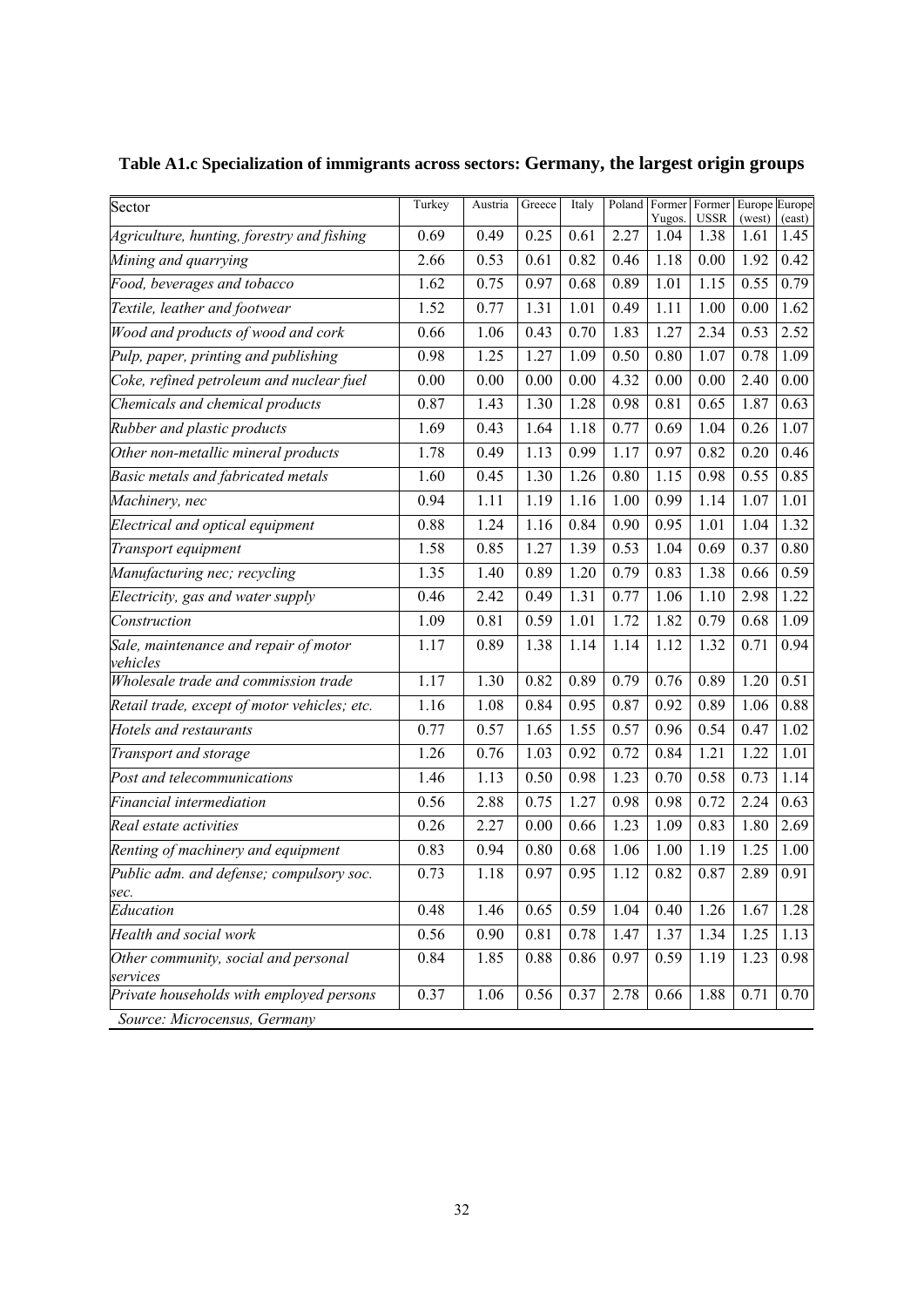**Table A1.c Specialization of immigrants across sectors: Germany, the largest origin groups**

| Sector | Turkey | Austria | Greece | Italy | Poland | Former Yugos. | Former USSR | Europe (west) | Europe (east) |
|---|---|---|---|---|---|---|---|---|---|
| *Agriculture, hunting, forestry and fishing* | 0.69 | 0.49 | 0.25 | 0.61 | 2.27 | 1.04 | 1.38 | 1.61 | 1.45 |
| *Mining and quarrying* | 2.66 | 0.53 | 0.61 | 0.82 | 0.46 | 1.18 | 0.00 | 1.92 | 0.42 |
| *Food, beverages and tobacco* | 1.62 | 0.75 | 0.97 | 0.68 | 0.89 | 1.01 | 1.15 | 0.55 | 0.79 |
| *Textile, leather and footwear* | 1.52 | 0.77 | 1.31 | 1.01 | 0.49 | 1.11 | 1.00 | 0.00 | 1.62 |
| *Wood and products of wood and cork* | 0.66 | 1.06 | 0.43 | 0.70 | 1.83 | 1.27 | 2.34 | 0.53 | 2.52 |
| *Pulp, paper, printing and publishing* | 0.98 | 1.25 | 1.27 | 1.09 | 0.50 | 0.80 | 1.07 | 0.78 | 1.09 |
| *Coke, refined petroleum and nuclear fuel* | 0.00 | 0.00 | 0.00 | 0.00 | 4.32 | 0.00 | 0.00 | 2.40 | 0.00 |
| *Chemicals and chemical products* | 0.87 | 1.43 | 1.30 | 1.28 | 0.98 | 0.81 | 0.65 | 1.87 | 0.63 |
| *Rubber and plastic products* | 1.69 | 0.43 | 1.64 | 1.18 | 0.77 | 0.69 | 1.04 | 0.26 | 1.07 |
| *Other non-metallic mineral products* | 1.78 | 0.49 | 1.13 | 0.99 | 1.17 | 0.97 | 0.82 | 0.20 | 0.46 |
| *Basic metals and fabricated metals* | 1.60 | 0.45 | 1.30 | 1.26 | 0.80 | 1.15 | 0.98 | 0.55 | 0.85 |
| *Machinery, nec* | 0.94 | 1.11 | 1.19 | 1.16 | 1.00 | 0.99 | 1.14 | 1.07 | 1.01 |
| *Electrical and optical equipment* | 0.88 | 1.24 | 1.16 | 0.84 | 0.90 | 0.95 | 1.01 | 1.04 | 1.32 |
| *Transport equipment* | 1.58 | 0.85 | 1.27 | 1.39 | 0.53 | 1.04 | 0.69 | 0.37 | 0.80 |
| *Manufacturing nec; recycling* | 1.35 | 1.40 | 0.89 | 1.20 | 0.79 | 0.83 | 1.38 | 0.66 | 0.59 |
| *Electricity, gas and water supply* | 0.46 | 2.42 | 0.49 | 1.31 | 0.77 | 1.06 | 1.10 | 2.98 | 1.22 |
| *Construction* | 1.09 | 0.81 | 0.59 | 1.01 | 1.72 | 1.82 | 0.79 | 0.68 | 1.09 |
| *Sale, maintenance and repair of motor vehicles* | 1.17 | 0.89 | 1.38 | 1.14 | 1.14 | 1.12 | 1.32 | 0.71 | 0.94 |
| *Wholesale trade and commission trade* | 1.17 | 1.30 | 0.82 | 0.89 | 0.79 | 0.76 | 0.89 | 1.20 | 0.51 |
| *Retail trade, except of motor vehicles; etc.* | 1.16 | 1.08 | 0.84 | 0.95 | 0.87 | 0.92 | 0.89 | 1.06 | 0.88 |
| *Hotels and restaurants* | 0.77 | 0.57 | 1.65 | 1.55 | 0.57 | 0.96 | 0.54 | 0.47 | 1.02 |
| *Transport and storage* | 1.26 | 0.76 | 1.03 | 0.92 | 0.72 | 0.84 | 1.21 | 1.22 | 1.01 |
| *Post and telecommunications* | 1.46 | 1.13 | 0.50 | 0.98 | 1.23 | 0.70 | 0.58 | 0.73 | 1.14 |
| *Financial intermediation* | 0.56 | 2.88 | 0.75 | 1.27 | 0.98 | 0.98 | 0.72 | 2.24 | 0.63 |
| *Real estate activities* | 0.26 | 2.27 | 0.00 | 0.66 | 1.23 | 1.09 | 0.83 | 1.80 | 2.69 |
| *Renting of machinery and equipment* | 0.83 | 0.94 | 0.80 | 0.68 | 1.06 | 1.00 | 1.19 | 1.25 | 1.00 |
| *Public adm. and defense; compulsory soc. sec.* | 0.73 | 1.18 | 0.97 | 0.95 | 1.12 | 0.82 | 0.87 | 2.89 | 0.91 |
| *Education* | 0.48 | 1.46 | 0.65 | 0.59 | 1.04 | 0.40 | 1.26 | 1.67 | 1.28 |
| *Health and social work* | 0.56 | 0.90 | 0.81 | 0.78 | 1.47 | 1.37 | 1.34 | 1.25 | 1.13 |
| *Other community, social and personal services* | 0.84 | 1.85 | 0.88 | 0.86 | 0.97 | 0.59 | 1.19 | 1.23 | 0.98 |
| *Private households with employed persons* | 0.37 | 1.06 | 0.56 | 0.37 | 2.78 | 0.66 | 1.88 | 0.71 | 0.70 |

*Source: Microcensus, Germany*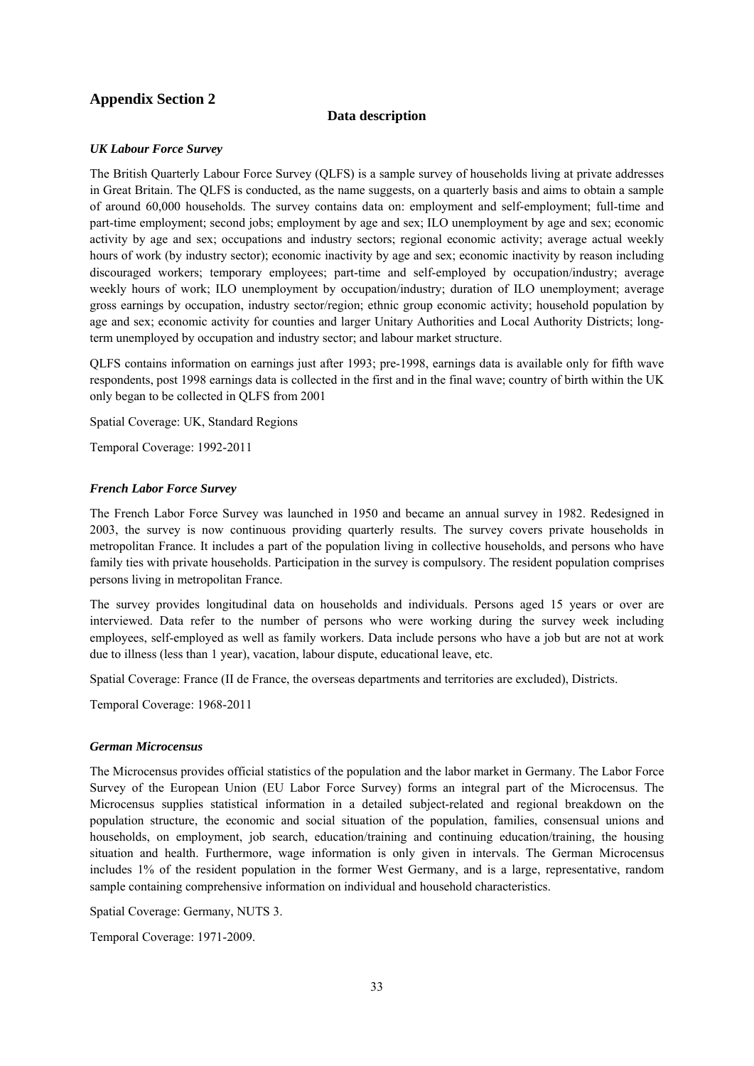## Appendix Section 2

### Data description

#### *UK Labour Force Survey*

The British Quarterly Labour Force Survey (QLFS) is a sample survey of households living at private addresses in Great Britain. The QLFS is conducted, as the name suggests, on a quarterly basis and aims to obtain a sample of around 60,000 households. The survey contains data on: employment and self-employment; full-time and part-time employment; second jobs; employment by age and sex; ILO unemployment by age and sex; economic activity by age and sex; occupations and industry sectors; regional economic activity; average actual weekly hours of work (by industry sector); economic inactivity by age and sex; economic inactivity by reason including discouraged workers; temporary employees; part-time and self-employed by occupation/industry; average weekly hours of work; ILO unemployment by occupation/industry; duration of ILO unemployment; average gross earnings by occupation, industry sector/region; ethnic group economic activity; household population by age and sex; economic activity for counties and larger Unitary Authorities and Local Authority Districts; long-term unemployed by occupation and industry sector; and labour market structure.

QLFS contains information on earnings just after 1993; pre-1998, earnings data is available only for fifth wave respondents, post 1998 earnings data is collected in the first and in the final wave; country of birth within the UK only began to be collected in QLFS from 2001

Spatial Coverage: UK, Standard Regions

Temporal Coverage: 1992-2011

#### *French Labor Force Survey*

The French Labor Force Survey was launched in 1950 and became an annual survey in 1982. Redesigned in 2003, the survey is now continuous providing quarterly results. The survey covers private households in metropolitan France. It includes a part of the population living in collective households, and persons who have family ties with private households. Participation in the survey is compulsory. The resident population comprises persons living in metropolitan France.

The survey provides longitudinal data on households and individuals. Persons aged 15 years or over are interviewed. Data refer to the number of persons who were working during the survey week including employees, self-employed as well as family workers. Data include persons who have a job but are not at work due to illness (less than 1 year), vacation, labour dispute, educational leave, etc.

Spatial Coverage: France (Il de France, the overseas departments and territories are excluded), Districts.

Temporal Coverage: 1968-2011

#### *German Microcensus*

The Microcensus provides official statistics of the population and the labor market in Germany. The Labor Force Survey of the European Union (EU Labor Force Survey) forms an integral part of the Microcensus. The Microcensus supplies statistical information in a detailed subject-related and regional breakdown on the population structure, the economic and social situation of the population, families, consensual unions and households, on employment, job search, education/training and continuing education/training, the housing situation and health. Furthermore, wage information is only given in intervals. The German Microcensus includes 1% of the resident population in the former West Germany, and is a large, representative, random sample containing comprehensive information on individual and household characteristics.

Spatial Coverage: Germany, NUTS 3.

Temporal Coverage: 1971-2009.